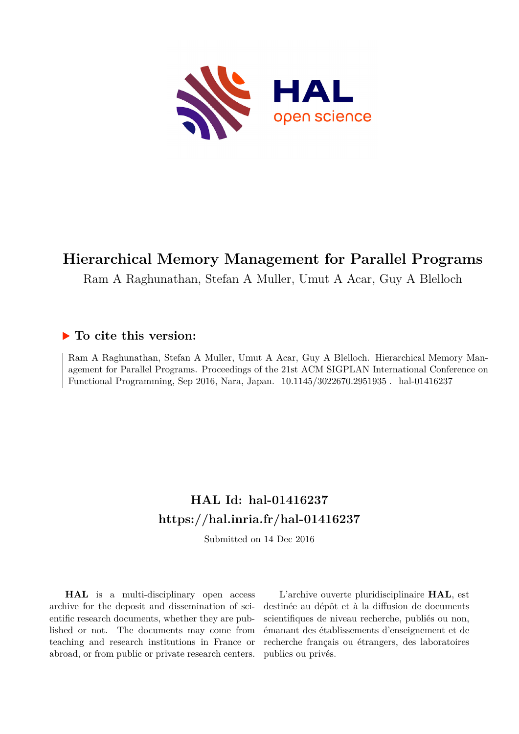# Hierarchical Memory Management for Parallel Programs

Ram A Raghunathan, Stefan A Muller, Umut A Acar, Guy A Blelloch

## ▶ To cite this version:

Ram A Raghunathan, Stefan A Muller, Umut A Acar, Guy A Blelloch. Hierarchical Memory Management for Parallel Programs. Proceedings of the 21st ACM SIGPLAN International Conference on Functional Programming, Sep 2016, Nara, Japan. 10.1145/3022670.2951935 . hal-01416237

## HAL Id: hal-01416237
## https://hal.inria.fr/hal-01416237

Submitted on 14 Dec 2016

**HAL** is a multi-disciplinary open access archive for the deposit and dissemination of scientific research documents, whether they are published or not. The documents may come from teaching and research institutions in France or abroad, or from public or private research centers.

L'archive ouverte pluridisciplinaire **HAL**, est destinée au dépôt et à la diffusion de documents scientifiques de niveau recherche, publiés ou non, émanant des établissements d'enseignement et de recherche français ou étrangers, des laboratoires publics ou privés.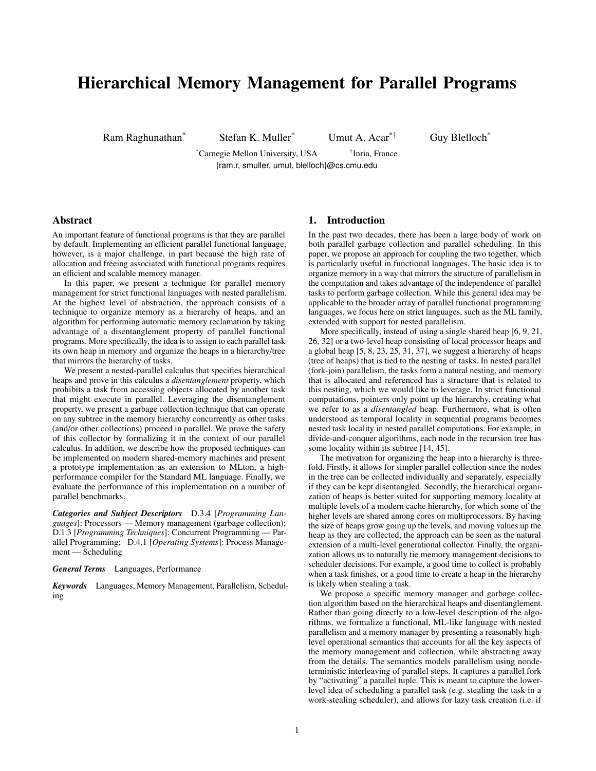# Hierarchical Memory Management for Parallel Programs

Ram Raghunathan[*] Stefan K. Muller[*] Umut A. Acar[*†] Guy Blelloch[*]

[*]Carnegie Mellon University, USA [†]Inria, France

{ram.r, smuller, umut, blelloch}@cs.cmu.edu

## Abstract

An important feature of functional programs is that they are parallel by default. Implementing an efficient parallel functional language, however, is a major challenge, in part because the high rate of allocation and freeing associated with functional programs requires an efficient and scalable memory manager.

In this paper, we present a technique for parallel memory management for strict functional languages with nested parallelism. At the highest level of abstraction, the approach consists of a technique to organize memory as a hierarchy of heaps, and an algorithm for performing automatic memory reclamation by taking advantage of a disentanglement property of parallel functional programs. More specifically, the idea is to assign to each parallel task its own heap in memory and organize the heaps in a hierarchy/tree that mirrors the hierarchy of tasks.

We present a nested-parallel calculus that specifies hierarchical heaps and prove in this calculus a *disentanglement* property, which prohibits a task from accessing objects allocated by another task that might execute in parallel. Leveraging the disentanglement property, we present a garbage collection technique that can operate on any subtree in the memory hierarchy concurrently as other tasks (and/or other collections) proceed in parallel. We prove the safety of this collector by formalizing it in the context of our parallel calculus. In addition, we describe how the proposed techniques can be implemented on modern shared-memory machines and present a prototype implementation as an extension to MLton, a high-performance compiler for the Standard ML language. Finally, we evaluate the performance of this implementation on a number of parallel benchmarks.

***Categories and Subject Descriptors*** D.3.4 [*Programming Languages*]: Processors — Memory management (garbage collection); D.1.3 [*Programming Techniques*]: Concurrent Programming — Parallel Programming; D.4.1 [*Operating Systems*]: Process Management — Scheduling

***General Terms*** Languages, Performance

***Keywords*** Languages, Memory Management, Parallelism, Scheduling

## 1. Introduction

In the past two decades, there has been a large body of work on both parallel garbage collection and parallel scheduling. In this paper, we propose an approach for coupling the two together, which is particularly useful in functional languages. The basic idea is to organize memory in a way that mirrors the structure of parallelism in the computation and takes advantage of the independence of parallel tasks to perform garbage collection. While this general idea may be applicable to the broader array of parallel functional programming languages, we focus here on strict languages, such as the ML family, extended with support for nested parallelism.

More specifically, instead of using a single shared heap [6, 9, 21, 26, 32] or a two-level heap consisting of local processor heaps and a global heap [5, 8, 23, 25, 31, 37], we suggest a hierarchy of heaps (tree of heaps) that is tied to the nesting of tasks. In nested parallel (fork-join) parallelism, the tasks form a natural nesting, and memory that is allocated and referenced has a structure that is related to this nesting, which we would like to leverage. In strict functional computations, pointers only point up the hierarchy, creating what we refer to as a *disentangled* heap. Furthermore, what is often understood as temporal locality in sequential programs becomes nested task locality in nested parallel computations. For example, in divide-and-conquer algorithms, each node in the recursion tree has some locality within its subtree [14, 45].

The motivation for organizing the heap into a hierarchy is threefold. Firstly, it allows for simpler parallel collection since the nodes in the tree can be collected individually and separately, especially if they can be kept disentangled. Secondly, the hierarchical organization of heaps is better suited for supporting memory locality at multiple levels of a modern cache hierarchy, for which some of the higher levels are shared among cores on multiprocessors. By having the size of heaps grow going up the levels, and moving values up the heap as they are collected, the approach can be seen as the natural extension of a multi-level generational collector. Finally, the organization allows us to naturally tie memory management decisions to scheduler decisions. For example, a good time to collect is probably when a task finishes, or a good time to create a heap in the hierarchy is likely when stealing a task.

We propose a specific memory manager and garbage collection algorithm based on the hierarchical heaps and disentanglement. Rather than going directly to a low-level description of the algorithms, we formalize a functional, ML-like language with nested parallelism and a memory manager by presenting a reasonably high-level operational semantics that accounts for all the key aspects of the memory management and collection, while abstracting away from the details. The semantics models parallelism using nondeterministic interleaving of parallel steps. It captures a parallel fork by "activating" a parallel tuple. This is meant to capture the lower-level idea of scheduling a parallel task (e.g. stealing the task in a work-stealing scheduler), and allows for lazy task creation (i.e. if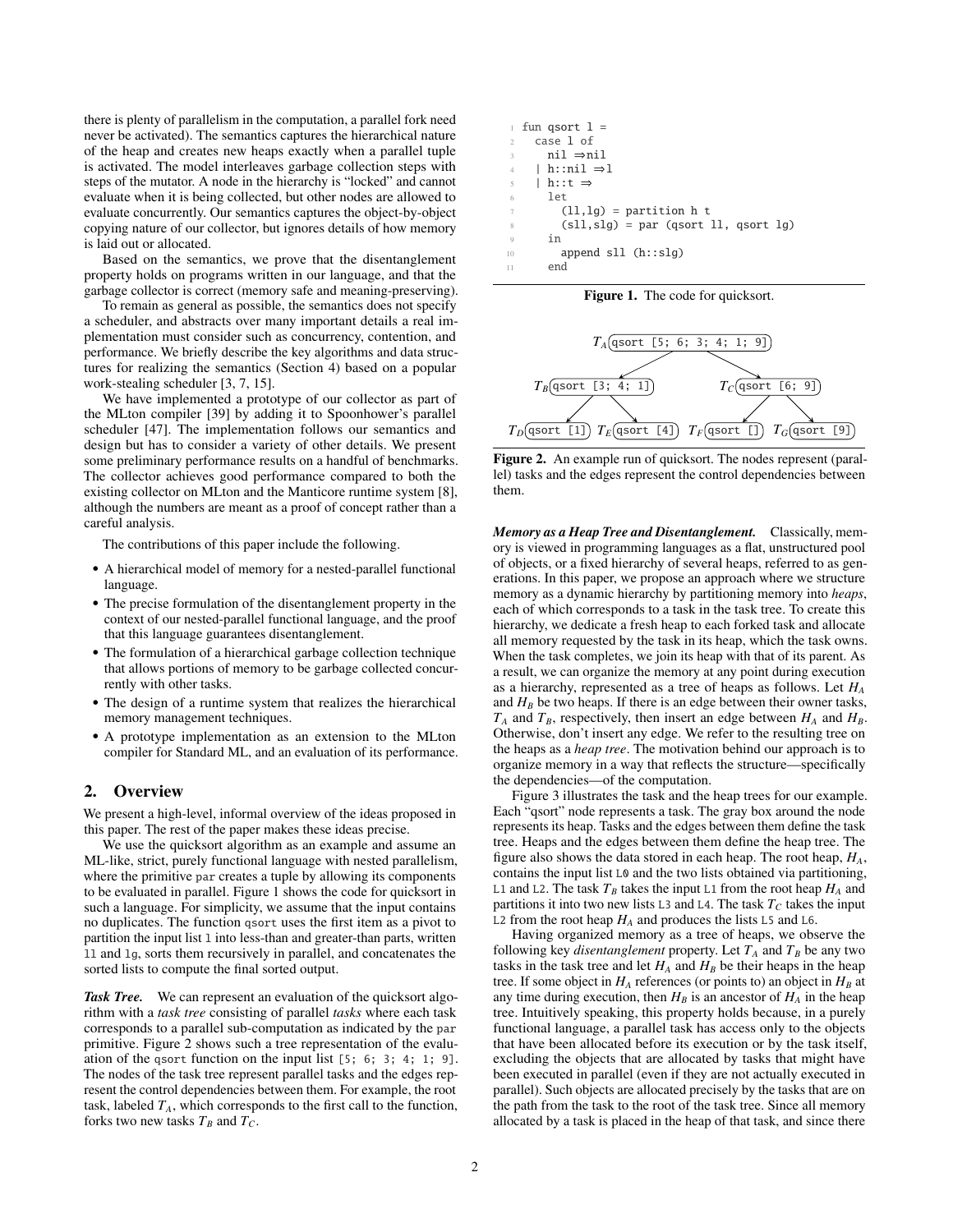there is plenty of parallelism in the computation, a parallel fork need never be activated). The semantics captures the hierarchical nature of the heap and creates new heaps exactly when a parallel tuple is activated. The model interleaves garbage collection steps with steps of the mutator. A node in the hierarchy is "locked" and cannot evaluate when it is being collected, but other nodes are allowed to evaluate concurrently. Our semantics captures the object-by-object copying nature of our collector, but ignores details of how memory is laid out or allocated.

Based on the semantics, we prove that the disentanglement property holds on programs written in our language, and that the garbage collector is correct (memory safe and meaning-preserving).

To remain as general as possible, the semantics does not specify a scheduler, and abstracts over many important details a real implementation must consider such as concurrency, contention, and performance. We briefly describe the key algorithms and data structures for realizing the semantics (Section 4) based on a popular work-stealing scheduler [3, 7, 15].

We have implemented a prototype of our collector as part of the MLton compiler [39] by adding it to Spoonhower's parallel scheduler [47]. The implementation follows our semantics and design but has to consider a variety of other details. We present some preliminary performance results on a handful of benchmarks. The collector achieves good performance compared to both the existing collector on MLton and the Manticore runtime system [8], although the numbers are meant as a proof of concept rather than a careful analysis.

The contributions of this paper include the following.

- A hierarchical model of memory for a nested-parallel functional language.
- The precise formulation of the disentanglement property in the context of our nested-parallel functional language, and the proof that this language guarantees disentanglement.
- The formulation of a hierarchical garbage collection technique that allows portions of memory to be garbage collected concurrently with other tasks.
- The design of a runtime system that realizes the hierarchical memory management techniques.
- A prototype implementation as an extension to the MLton compiler for Standard ML, and an evaluation of its performance.

## 2. Overview

We present a high-level, informal overview of the ideas proposed in this paper. The rest of the paper makes these ideas precise.

We use the quicksort algorithm as an example and assume an ML-like, strict, purely functional language with nested parallelism, where the primitive `par` creates a tuple by allowing its components to be evaluated in parallel. Figure 1 shows the code for quicksort in such a language. For simplicity, we assume that the input contains no duplicates. The function `qsort` uses the first item as a pivot to partition the input list `l` into less-than and greater-than parts, written `ll` and `lg`, sorts them recursively in parallel, and concatenates the sorted lists to compute the final sorted output.

***Task Tree.*** We can represent an evaluation of the quicksort algorithm with a *task tree* consisting of parallel *tasks* where each task corresponds to a parallel sub-computation as indicated by the `par` primitive. Figure 2 shows such a tree representation of the evaluation of the `qsort` function on the input list `[5; 6; 3; 4; 1; 9]`. The nodes of the task tree represent parallel tasks and the edges represent the control dependencies between them. For example, the root task, labeled $T_A$, which corresponds to the first call to the function, forks two new tasks $T_B$ and $T_C$.

```
1  fun qsort l =
2    case l of
3      nil ⇒nil
4    | h::nil ⇒l
5    | h::t ⇒
6      let
7        (ll,lg) = partition h t
8        (sll,slg) = par (qsort ll, qsort lg)
9      in
10       append sll (h::slg)
11     end
```

**Figure 1.** The code for quicksort.

```
                 T_A(qsort [5; 6; 3; 4; 1; 9])
                /                              \
   T_B(qsort [3; 4; 1])                  T_C(qsort [6; 9])
      /            \                        /            \
T_D(qsort [1])  T_E(qsort [4])    T_F(qsort [])  T_G(qsort [9])
```

**Figure 2.** An example run of quicksort. The nodes represent (parallel) tasks and the edges represent the control dependencies between them.

***Memory as a Heap Tree and Disentanglement.*** Classically, memory is viewed in programming languages as a flat, unstructured pool of objects, or a fixed hierarchy of several heaps, referred to as generations. In this paper, we propose an approach where we structure memory as a dynamic hierarchy by partitioning memory into *heaps*, each of which corresponds to a task in the task tree. To create this hierarchy, we dedicate a fresh heap to each forked task and allocate all memory requested by the task in its heap, which the task owns. When the task completes, we join its heap with that of its parent. As a result, we can organize the memory at any point during execution as a hierarchy, represented as a tree of heaps as follows. Let $H_A$ and $H_B$ be two heaps. If there is an edge between their owner tasks, $T_A$ and $T_B$, respectively, then insert an edge between $H_A$ and $H_B$. Otherwise, don't insert any edge. We refer to the resulting tree on the heaps as a *heap tree*. The motivation behind our approach is to organize memory in a way that reflects the structure—specifically the dependencies—of the computation.

Figure 3 illustrates the task and the heap trees for our example. Each "qsort" node represents a task. The gray box around the node represents its heap. Tasks and the edges between them define the task tree. Heaps and the edges between them define the heap tree. The figure also shows the data stored in each heap. The root heap, $H_A$, contains the input list `L0` and the two lists obtained via partitioning, `L1` and `L2`. The task $T_B$ takes the input `L1` from the root heap $H_A$ and partitions it into two new lists `L3` and `L4`. The task $T_C$ takes the input `L2` from the root heap $H_A$ and produces the lists `L5` and `L6`.

Having organized memory as a tree of heaps, we observe the following key *disentanglement* property. Let $T_A$ and $T_B$ be any two tasks in the task tree and let $H_A$ and $H_B$ be their heaps in the heap tree. If some object in $H_A$ references (or points to) an object in $H_B$ at any time during execution, then $H_B$ is an ancestor of $H_A$ in the heap tree. Intuitively speaking, this property holds because, in a purely functional language, a parallel task has access only to the objects that have been allocated before its execution or by the task itself, excluding the objects that are allocated by tasks that might have been executed in parallel (even if they are not actually executed in parallel). Such objects are allocated precisely by the tasks that are on the path from the task to the root of the task tree. Since all memory allocated by a task is placed in the heap of that task, and since there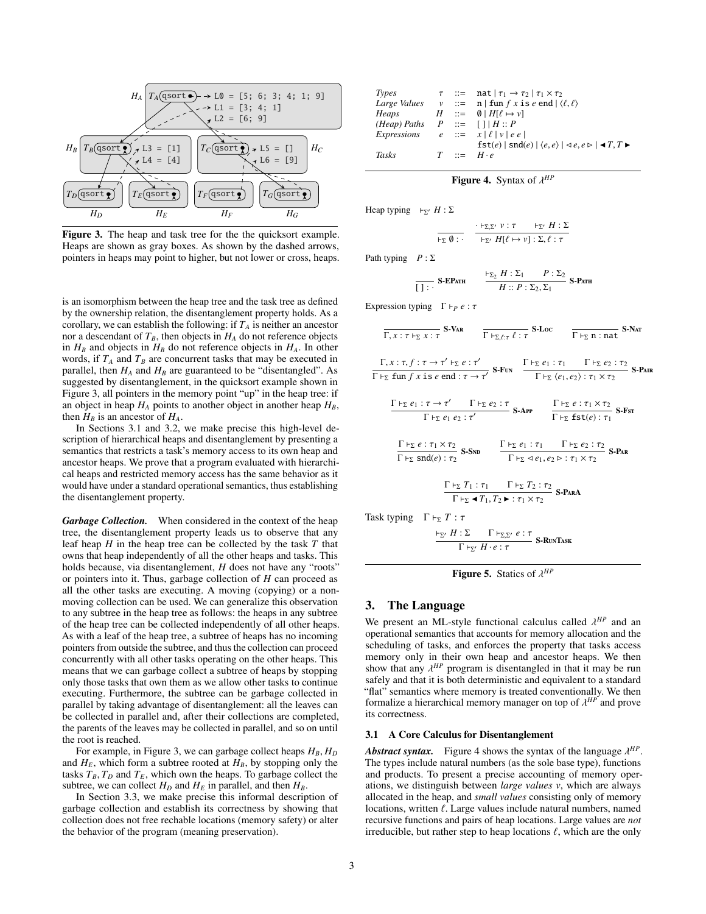Figure 3. The heap and task tree for the the quicksort example. Heaps are shown as gray boxes. As shown by the dashed arrows, pointers in heaps may point to higher, but not lower or cross, heaps.

is an isomorphism between the heap tree and the task tree as defined by the ownership relation, the disentanglement property holds. As a corollary, we can establish the following: if $T_A$ is neither an ancestor nor a descendant of $T_B$, then objects in $H_A$ do not reference objects in $H_B$ and objects in $H_B$ do not reference objects in $H_A$. In other words, if $T_A$ and $T_B$ are concurrent tasks that may be executed in parallel, then $H_A$ and $H_B$ are guaranteed to be "disentangled". As suggested by disentanglement, in the quicksort example shown in Figure 3, all pointers in the memory point "up" in the heap tree: if an object in heap $H_A$ points to another object in another heap $H_B$, then $H_B$ is an ancestor of $H_A$.

In Sections 3.1 and 3.2, we make precise this high-level description of hierarchical heaps and disentanglement by presenting a semantics that restricts a task's memory access to its own heap and ancestor heaps. We prove that a program evaluated with hierarchical heaps and restricted memory access has the same behavior as it would have under a standard operational semantics, thus establishing the disentanglement property.

***Garbage Collection.*** When considered in the context of the heap tree, the disentanglement property leads us to observe that any leaf heap $H$ in the heap tree can be collected by the task $T$ that owns that heap independently of all the other heaps and tasks. This holds because, via disentanglement, $H$ does not have any "roots" or pointers into it. Thus, garbage collection of $H$ can proceed as all the other tasks are executing. A moving (copying) or a non-moving collection can be used. We can generalize this observation to any subtree in the heap tree as follows: the heaps in any subtree of the heap tree can be collected independently of all other heaps. As with a leaf of the heap tree, a subtree of heaps has no incoming pointers from outside the subtree, and thus the collection can proceed concurrently with all other tasks operating on the other heaps. This means that we can garbage collect a subtree of heaps by stopping only those tasks that own them as we allow other tasks to continue executing. Furthermore, the subtree can be garbage collected in parallel by taking advantage of disentanglement: all the leaves can be collected in parallel and, after their collections are completed, the parents of the leaves may be collected in parallel, and so on until the root is reached.

For example, in Figure 3, we can garbage collect heaps $H_B$, $H_D$ and $H_E$, which form a subtree rooted at $H_B$, by stopping only the tasks $T_B$, $T_D$ and $T_E$, which own the heaps. To garbage collect the subtree, we can collect $H_D$ and $H_E$ in parallel, and then $H_B$.

In Section 3.3, we make precise this informal description of garbage collection and establish its correctness by showing that collection does not free rechable locations (memory safety) or alter the behavior of the program (meaning preservation).

| | | | |
|---|---|---|---|
| *Types* | $\tau$ | ::= | $\texttt{nat} \mid \tau_1 \to \tau_2 \mid \tau_1 \times \tau_2$ |
| *Large Values* | $v$ | ::= | $\texttt{n} \mid \texttt{fun}\ f\ x\ \texttt{is}\ e\ \texttt{end} \mid \langle \ell, \ell \rangle$ |
| *Heaps* | $H$ | ::= | $\emptyset \mid H[\ell \mapsto v]$ |
| *(Heap) Paths* | $P$ | ::= | $[\,] \mid H :: P$ |
| *Expressions* | $e$ | ::= | $x \mid \ell \mid v \mid e\ e \mid$ $\texttt{fst}(e) \mid \texttt{snd}(e) \mid \langle e, e \rangle \mid \triangleleft e, e \triangleright \mid \blacktriangleleft T, T \blacktriangleright$ |
| *Tasks* | $T$ | ::= | $H \cdot e$ |

**Figure 4.** Syntax of $\lambda^{HP}$

Heap typing $\quad \vdash_{\Sigma'} H : \Sigma$

$$\frac{}{\vdash_{\Sigma} \emptyset : \cdot} \qquad \frac{\cdot \vdash_{\Sigma, \Sigma'} v : \tau \qquad \vdash_{\Sigma'} H : \Sigma}{\vdash_{\Sigma'} H[\ell \mapsto v] : \Sigma, \ell : \tau}$$

Path typing $\quad P : \Sigma$

$$\frac{}{[\,] : \cdot}\ \text{S-EPath} \qquad \frac{\vdash_{\Sigma_2} H : \Sigma_1 \qquad P : \Sigma_2}{H :: P : \Sigma_2, \Sigma_1}\ \text{S-Path}$$

Expression typing $\quad \Gamma \vdash_P e : \tau$

$$\frac{}{\Gamma, x : \tau \vdash_{\Sigma} x : \tau}\ \text{S-Var} \qquad \frac{}{\Gamma \vdash_{\Sigma, \ell:\tau} \ell : \tau}\ \text{S-Loc} \qquad \frac{}{\Gamma \vdash_{\Sigma} \texttt{n} : \texttt{nat}}\ \text{S-Nat}$$

$$\frac{\Gamma, x : \tau, f : \tau \to \tau' \vdash_{\Sigma} e : \tau'}{\Gamma \vdash_{\Sigma} \texttt{fun}\ f\ x\ \texttt{is}\ e\ \texttt{end} : \tau \to \tau'}\ \text{S-Fun} \qquad \frac{\Gamma \vdash_{\Sigma} e_1 : \tau_1 \qquad \Gamma \vdash_{\Sigma} e_2 : \tau_2}{\Gamma \vdash_{\Sigma} \langle e_1, e_2 \rangle : \tau_1 \times \tau_2}\ \text{S-Pair}$$

$$\frac{\Gamma \vdash_{\Sigma} e_1 : \tau \to \tau' \qquad \Gamma \vdash_{\Sigma} e_2 : \tau}{\Gamma \vdash_{\Sigma} e_1\ e_2 : \tau'}\ \text{S-App} \qquad \frac{\Gamma \vdash_{\Sigma} e : \tau_1 \times \tau_2}{\Gamma \vdash_{\Sigma} \texttt{fst}(e) : \tau_1}\ \text{S-Fst}$$

$$\frac{\Gamma \vdash_{\Sigma} e : \tau_1 \times \tau_2}{\Gamma \vdash_{\Sigma} \texttt{snd}(e) : \tau_2}\ \text{S-Snd} \qquad \frac{\Gamma \vdash_{\Sigma} e_1 : \tau_1 \qquad \Gamma \vdash_{\Sigma} e_2 : \tau_2}{\Gamma \vdash_{\Sigma} \triangleleft e_1, e_2 \triangleright : \tau_1 \times \tau_2}\ \text{S-Par}$$

$$\frac{\Gamma \vdash_{\Sigma} T_1 : \tau_1 \qquad \Gamma \vdash_{\Sigma} T_2 : \tau_2}{\Gamma \vdash_{\Sigma} \blacktriangleleft T_1, T_2 \blacktriangleright : \tau_1 \times \tau_2}\ \text{S-ParA}$$

Task typing $\quad \Gamma \vdash_{\Sigma} T : \tau$

$$\frac{\vdash_{\Sigma'} H : \Sigma \qquad \Gamma \vdash_{\Sigma, \Sigma'} e : \tau}{\Gamma \vdash_{\Sigma'} H \cdot e : \tau}\ \text{S-RunTask}$$

**Figure 5.** Statics of $\lambda^{HP}$

## 3. The Language

We present an ML-style functional calculus called $\lambda^{HP}$ and an operational semantics that accounts for memory allocation and the scheduling of tasks, and enforces the property that tasks access memory only in their own heap and ancestor heaps. We then show that any $\lambda^{HP}$ program is disentangled in that it may be run safely and that it is both deterministic and equivalent to a standard "flat" semantics where memory is treated conventionally. We then formalize a hierarchical memory manager on top of $\lambda^{HP}$ and prove its correctness.

### 3.1 A Core Calculus for Disentanglement

***Abstract syntax.*** Figure 4 shows the syntax of the language $\lambda^{HP}$. The types include natural numbers (as the sole base type), functions and products. To present a precise accounting of memory operations, we distinguish between *large values* $v$, which are always allocated in the heap, and *small values* consisting only of memory locations, written $\ell$. Large values include natural numbers, named recursive functions and pairs of heap locations. Large values are *not* irreducible, but rather step to heap locations $\ell$, which are the only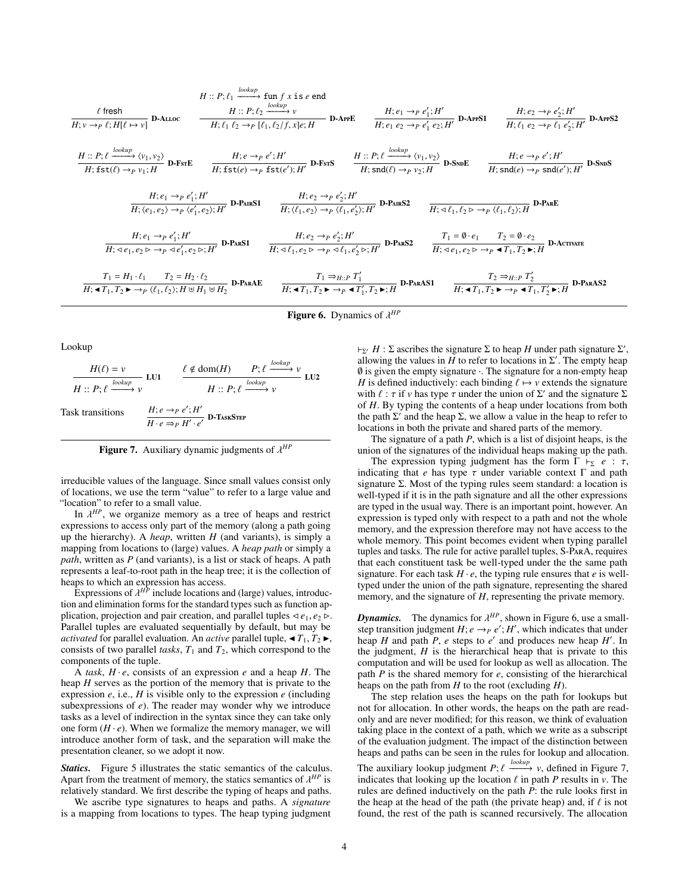$$\frac{\ell \text{ fresh}}{H; v \to_P \ell; H[\ell \mapsto v]}\ \textbf{D-Alloc} \qquad \frac{H :: P; \ell_1 \xrightarrow{lookup} \texttt{fun}\ f\ x\ \texttt{is}\ e\ \texttt{end} \quad H :: P; \ell_2 \xrightarrow{lookup} v}{H; \ell_1\ \ell_2 \to_P [\ell_1, \ell_2/f, x]e; H}\ \textbf{D-AppE} \qquad \frac{H; e_1 \to_P e_1'; H'}{H; e_1\ e_2 \to_P e_1'\ e_2; H'}\ \textbf{D-AppS1} \qquad \frac{H; e_2 \to_P e_2'; H'}{H; \ell_1\ e_2 \to_P \ell_1\ e_2'; H'}\ \textbf{D-AppS2}$$

$$\frac{H :: P; \ell \xrightarrow{lookup} \langle v_1, v_2 \rangle}{H; \texttt{fst}(\ell) \to_P v_1; H}\ \textbf{D-FstE} \qquad \frac{H; e \to_P e'; H'}{H; \texttt{fst}(e) \to_P \texttt{fst}(e'); H'}\ \textbf{D-FstS} \qquad \frac{H :: P; \ell \xrightarrow{lookup} \langle v_1, v_2 \rangle}{H; \texttt{snd}(\ell) \to_P v_2; H}\ \textbf{D-SndE} \qquad \frac{H; e \to_P e'; H'}{H; \texttt{snd}(e) \to_P \texttt{snd}(e'); H'}\ \textbf{D-SndS}$$

$$\frac{H; e_1 \to_P e_1'; H'}{H; \langle e_1, e_2 \rangle \to_P \langle e_1', e_2 \rangle; H'}\ \textbf{D-PairS1} \qquad \frac{H; e_2 \to_P e_2'; H'}{H; \langle \ell_1, e_2 \rangle \to_P \langle \ell_1, e_2' \rangle; H'}\ \textbf{D-PairS2} \qquad \frac{}{H; \triangleleft \ell_1, \ell_2 \triangleright \to_P \langle \ell_1, \ell_2 \rangle; H}\ \textbf{D-ParE}$$

$$\frac{H; e_1 \to_P e_1'; H'}{H; \triangleleft e_1, e_2 \triangleright \to_P \triangleleft e_1', e_2 \triangleright; H'}\ \textbf{D-ParS1} \qquad \frac{H; e_2 \to_P e_2'; H'}{H; \triangleleft \ell_1, e_2 \triangleright \to_P \triangleleft \ell_1, e_2' \triangleright; H'}\ \textbf{D-ParS2} \qquad \frac{T_1 = \emptyset \cdot e_1 \quad T_2 = \emptyset \cdot e_2}{H; \triangleleft e_1, e_2 \triangleright \to_P \blacktriangleleft T_1, T_2 \blacktriangleright; H}\ \textbf{D-Activate}$$

$$\frac{T_1 = H_1 \cdot \ell_1 \quad T_2 = H_2 \cdot \ell_2}{H; \blacktriangleleft T_1, T_2 \blacktriangleright \to_P \langle \ell_1, \ell_2 \rangle; H \uplus H_1 \uplus H_2}\ \textbf{D-ParAE} \qquad \frac{T_1 \Rightarrow_{H::P} T_1'}{H; \blacktriangleleft T_1, T_2 \blacktriangleright \to_P \blacktriangleleft T_1', T_2 \blacktriangleright; H}\ \textbf{D-ParAS1} \qquad \frac{T_2 \Rightarrow_{H::P} T_2'}{H; \blacktriangleleft T_1, T_2 \blacktriangleright \to_P \blacktriangleleft T_1, T_2' \blacktriangleright; H}\ \textbf{D-ParAS2}$$

**Figure 6.** Dynamics of $\lambda^{HP}$

Lookup

$$\frac{H(\ell) = v}{H :: P; \ell \xrightarrow{lookup} v}\ \textbf{LU1} \qquad \frac{\ell \notin \text{dom}(H) \quad P; \ell \xrightarrow{lookup} v}{H :: P; \ell \xrightarrow{lookup} v}\ \textbf{LU2}$$

Task transitions

$$\frac{H; e \to_P e'; H'}{H \cdot e \Rightarrow_P H' \cdot e'}\ \textbf{D-TaskStep}$$

**Figure 7.** Auxiliary dynamic judgments of $\lambda^{HP}$

irreducible values of the language. Since small values consist only of locations, we use the term "value" to refer to a large value and "location" to refer to a small value.

In $\lambda^{HP}$, we organize memory as a tree of heaps and restrict expressions to access only part of the memory (along a path going up the hierarchy). A *heap*, written $H$ (and variants), is simply a mapping from locations to (large) values. A *heap path* or simply a *path*, written as $P$ (and variants), is a list or stack of heaps. A path represents a leaf-to-root path in the heap tree; it is the collection of heaps to which an expression has access.

Expressions of $\lambda^{HP}$ include locations and (large) values, introduction and elimination forms for the standard types such as function application, projection and pair creation, and parallel tuples $\triangleleft e_1, e_2 \triangleright$. Parallel tuples are evaluated sequentially by default, but may be *activated* for parallel evaluation. An *active* parallel tuple, $\blacktriangleleft T_1, T_2 \blacktriangleright$, consists of two parallel *tasks*, $T_1$ and $T_2$, which correspond to the components of the tuple.

A *task*, $H \cdot e$, consists of an expression $e$ and a heap $H$. The heap $H$ serves as the portion of the memory that is private to the expression $e$, i.e., $H$ is visible only to the expression $e$ (including subexpressions of $e$). The reader may wonder why we introduce tasks as a level of indirection in the syntax since they can take only one form ($H \cdot e$). When we formalize the memory manager, we will introduce another form of task, and the separation will make the presentation cleaner, so we adopt it now.

***Statics.*** Figure 5 illustrates the static semantics of the calculus. Apart from the treatment of memory, the statics semantics of $\lambda^{HP}$ is relatively standard. We first describe the typing of heaps and paths.

We ascribe type signatures to heaps and paths. A *signature* is a mapping from locations to types. The heap typing judgment $\vdash_{\Sigma'} H : \Sigma$ ascribes the signature $\Sigma$ to heap $H$ under path signature $\Sigma'$, allowing the values in $H$ to refer to locations in $\Sigma'$. The empty heap $\emptyset$ is given the empty signature $\cdot$. The signature for a non-empty heap $H$ is defined inductively: each binding $\ell \mapsto v$ extends the signature with $\ell : \tau$ if $v$ has type $\tau$ under the union of $\Sigma'$ and the signature $\Sigma$ of $H$. By typing the contents of a heap under locations from both the path $\Sigma'$ and the heap $\Sigma$, we allow a value in the heap to refer to locations in both the private and shared parts of the memory.

The signature of a path $P$, which is a list of disjoint heaps, is the union of the signatures of the individual heaps making up the path.

The expression typing judgment has the form $\Gamma \vdash_\Sigma e : \tau$, indicating that $e$ has type $\tau$ under variable context $\Gamma$ and path signature $\Sigma$. Most of the typing rules seem standard: a location is well-typed if it is in the path signature and all the other expressions are typed in the usual way. There is an important point, however. An expression is typed only with respect to a path and not the whole memory, and the expression therefore may not have access to the whole memory. This point becomes evident when typing parallel tuples and tasks. The rule for active parallel tuples, S-ParA, requires that each constituent task be well-typed under the the same path signature. For each task $H \cdot e$, the typing rule ensures that $e$ is well-typed under the union of the path signature, representing the shared memory, and the signature of $H$, representing the private memory.

***Dynamics.*** The dynamics for $\lambda^{HP}$, shown in Figure 6, use a small-step transition judgment $H; e \to_P e'; H'$, which indicates that under heap $H$ and path $P$, $e$ steps to $e'$ and produces new heap $H'$. In the judgment, $H$ is the hierarchical heap that is private to this computation and will be used for lookup as well as allocation. The path $P$ is the shared memory for $e$, consisting of the hierarchical heaps on the path from $H$ to the root (excluding $H$).

The step relation uses the heaps on the path for lookups but not for allocation. In other words, the heaps on the path are read-only and are never modified; for this reason, we think of evaluation taking place in the context of a path, which we write as a subscript of the evaluation judgment. The impact of the distinction between heaps and paths can be seen in the rules for lookup and allocation. The auxiliary lookup judgment $P; \ell \xrightarrow{lookup} v$, defined in Figure 7, indicates that looking up the location $\ell$ in path $P$ results in $v$. The rules are defined inductively on the path $P$: the rule looks first in the heap at the head of the path (the private heap) and, if $\ell$ is not found, the rest of the path is scanned recursively. The allocation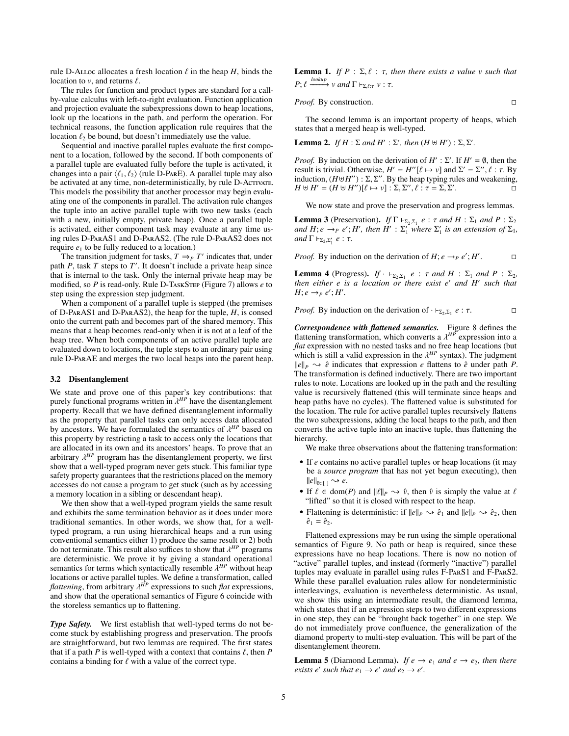rule D-Alloc allocates a fresh location $\ell$ in the heap $H$, binds the location to $v$, and returns $\ell$.

The rules for function and product types are standard for a call-by-value calculus with left-to-right evaluation. Function application and projection evaluate the subexpressions down to heap locations, look up the locations in the path, and perform the operation. For technical reasons, the function application rule requires that the location $\ell_2$ be bound, but doesn't immediately use the value.

Sequential and inactive parallel tuples evaluate the first component to a location, followed by the second. If both components of a parallel tuple are evaluated fully before the tuple is activated, it changes into a pair $\langle \ell_1, \ell_2 \rangle$ (rule D-ParE). A parallel tuple may also be activated at any time, non-deterministically, by rule D-Activate. This models the possibility that another processor may begin evaluating one of the components in parallel. The activation rule changes the tuple into an active parallel tuple with two new tasks (each with a new, initially empty, private heap). Once a parallel tuple is activated, either component task may evaluate at any time using rules D-ParAS1 and D-ParAS2. (The rule D-ParAS2 does not require $e_1$ to be fully reduced to a location.)

The transition judgment for tasks, $T \Rightarrow_P T'$ indicates that, under path $P$, task $T$ steps to $T'$. It doesn't include a private heap since that is internal to the task. Only the internal private heap may be modified, so $P$ is read-only. Rule D-TaskStep (Figure 7) allows $e$ to step using the expression step judgment.

When a component of a parallel tuple is stepped (the premises of D-ParAS1 and D-ParAS2), the heap for the tuple, $H$, is consed onto the current path and becomes part of the shared memory. This means that a heap becomes read-only when it is not at a leaf of the heap tree. When both components of an active parallel tuple are evaluated down to locations, the tuple steps to an ordinary pair using rule D-ParAE and merges the two local heaps into the parent heap.

### 3.2 Disentanglement

We state and prove one of this paper's key contributions: that purely functional programs written in $\lambda^{HP}$ have the disentanglement property. Recall that we have defined disentanglement informally as the property that parallel tasks can only access data allocated by ancestors. We have formulated the semantics of $\lambda^{HP}$ based on this property by restricting a task to access only the locations that are allocated in its own and its ancestors' heaps. To prove that an arbitrary $\lambda^{HP}$ program has the disentanglement property, we first show that a well-typed program never gets stuck. This familiar type safety property guarantees that the restrictions placed on the memory accesses do not cause a program to get stuck (such as by accessing a memory location in a sibling or descendant heap).

We then show that a well-typed program yields the same result and exhibits the same termination behavior as it does under more traditional semantics. In other words, we show that, for a well-typed program, a run using hierarchical heaps and a run using conventional semantics either 1) produce the same result or 2) both do not terminate. This result also suffices to show that $\lambda^{HP}$ programs are deterministic. We prove it by giving a standard operational semantics for terms which syntactically resemble $\lambda^{HP}$ without heap locations or active parallel tuples. We define a transformation, called *flattening*, from arbitrary $\lambda^{HP}$ expressions to such *flat* expressions, and show that the operational semantics of Figure 6 coincide with the storeless semantics up to flattening.

***Type Safety.*** We first establish that well-typed terms do not become stuck by establishing progress and preservation. The proofs are straightforward, but two lemmas are required. The first states that if a path $P$ is well-typed with a context that contains $\ell$, then $P$ contains a binding for $\ell$ with a value of the correct type.

**Lemma 1.** *If $P : \Sigma, \ell : \tau$, then there exists a value $v$ such that $P; \ell \xrightarrow{lookup} v$ and $\Gamma \vdash_{\Sigma, \ell:\tau} v : \tau$.*

*Proof.* By construction. ◻

The second lemma is an important property of heaps, which states that a merged heap is well-typed.

**Lemma 2.** *If $H : \Sigma$ and $H' : \Sigma'$, then $(H \uplus H') : \Sigma, \Sigma'$.*

*Proof.* By induction on the derivation of $H' : \Sigma'$. If $H' = \emptyset$, then the result is trivial. Otherwise, $H' = H''[\ell \mapsto v]$ and $\Sigma' = \Sigma'', \ell : \tau$. By induction, $(H \uplus H'') : \Sigma, \Sigma''$. By the heap typing rules and weakening, $H \uplus H' = (H \uplus H'')[\ell \mapsto v] : \Sigma, \Sigma'', \ell : \tau = \Sigma, \Sigma'$. ◻

We now state and prove the preservation and progress lemmas.

**Lemma 3** (Preservation)**.** *If $\Gamma \vdash_{\Sigma_2, \Sigma_1} e : \tau$ and $H : \Sigma_1$ and $P : \Sigma_2$ and $H; e \rightarrow_P e'; H'$, then $H' : \Sigma_1'$ where $\Sigma_1'$ is an extension of $\Sigma_1$, and $\Gamma \vdash_{\Sigma_2, \Sigma_1'} e : \tau$.*

*Proof.* By induction on the derivation of $H; e \rightarrow_P e'; H'$. ◻

**Lemma 4** (Progress)**.** *If $\cdot \vdash_{\Sigma_2, \Sigma_1} e : \tau$ and $H : \Sigma_1$ and $P : \Sigma_2$, then either $e$ is a location or there exist $e'$ and $H'$ such that $H; e \rightarrow_P e'; H'$.*

*Proof.* By induction on the derivation of $\cdot \vdash_{\Sigma_2, \Sigma_1} e : \tau$. ◻

***Correspondence with flattened semantics.*** Figure 8 defines the flattening transformation, which converts a $\lambda^{HP}$ expression into a *flat* expression with no nested tasks and no free heap locations (but which is still a valid expression in the $\lambda^{HP}$ syntax). The judgment $\|e\|_P \rightsquigarrow \hat{e}$ indicates that expression $e$ flattens to $\hat{e}$ under path $P$. The transformation is defined inductively. There are two important rules to note. Locations are looked up in the path and the resulting value is recursively flattened (this will terminate since heaps and heap paths have no cycles). The flattened value is substituted for the location. The rule for active parallel tuples recursively flattens the two subexpressions, adding the local heaps to the path, and then converts the active tuple into an inactive tuple, thus flattening the hierarchy.

We make three observations about the flattening transformation:

- If $e$ contains no active parallel tuples or heap locations (it may be a *source program* that has not yet begun executing), then $\|e\|_{\emptyset::[\,]} \rightsquigarrow e$.
- If $\ell \in \mathrm{dom}(P)$ and $\|\ell\|_P \rightsquigarrow \hat{v}$, then $\hat{v}$ is simply the value at $\ell$ "lifted" so that it is closed with respect to the heap.
- Flattening is deterministic: if $\|e\|_P \rightsquigarrow \hat{e}_1$ and $\|e\|_P \rightsquigarrow \hat{e}_2$, then $\hat{e}_1 = \hat{e}_2$.

Flattened expressions may be run using the simple operational semantics of Figure 9. No path or heap is required, since these expressions have no heap locations. There is now no notion of "active" parallel tuples, and instead (formerly "inactive") parallel tuples may evaluate in parallel using rules F-ParS1 and F-ParS2. While these parallel evaluation rules allow for nondeterministic interleavings, evaluation is nevertheless deterministic. As usual, we show this using an intermediate result, the diamond lemma, which states that if an expression steps to two different expressions in one step, they can be "brought back together" in one step. We do not immediately prove confluence, the generalization of the diamond property to multi-step evaluation. This will be part of the disentanglement theorem.

**Lemma 5** (Diamond Lemma)**.** *If $e \rightarrow e_1$ and $e \rightarrow e_2$, then there exists $e'$ such that $e_1 \rightarrow e'$ and $e_2 \rightarrow e'$.*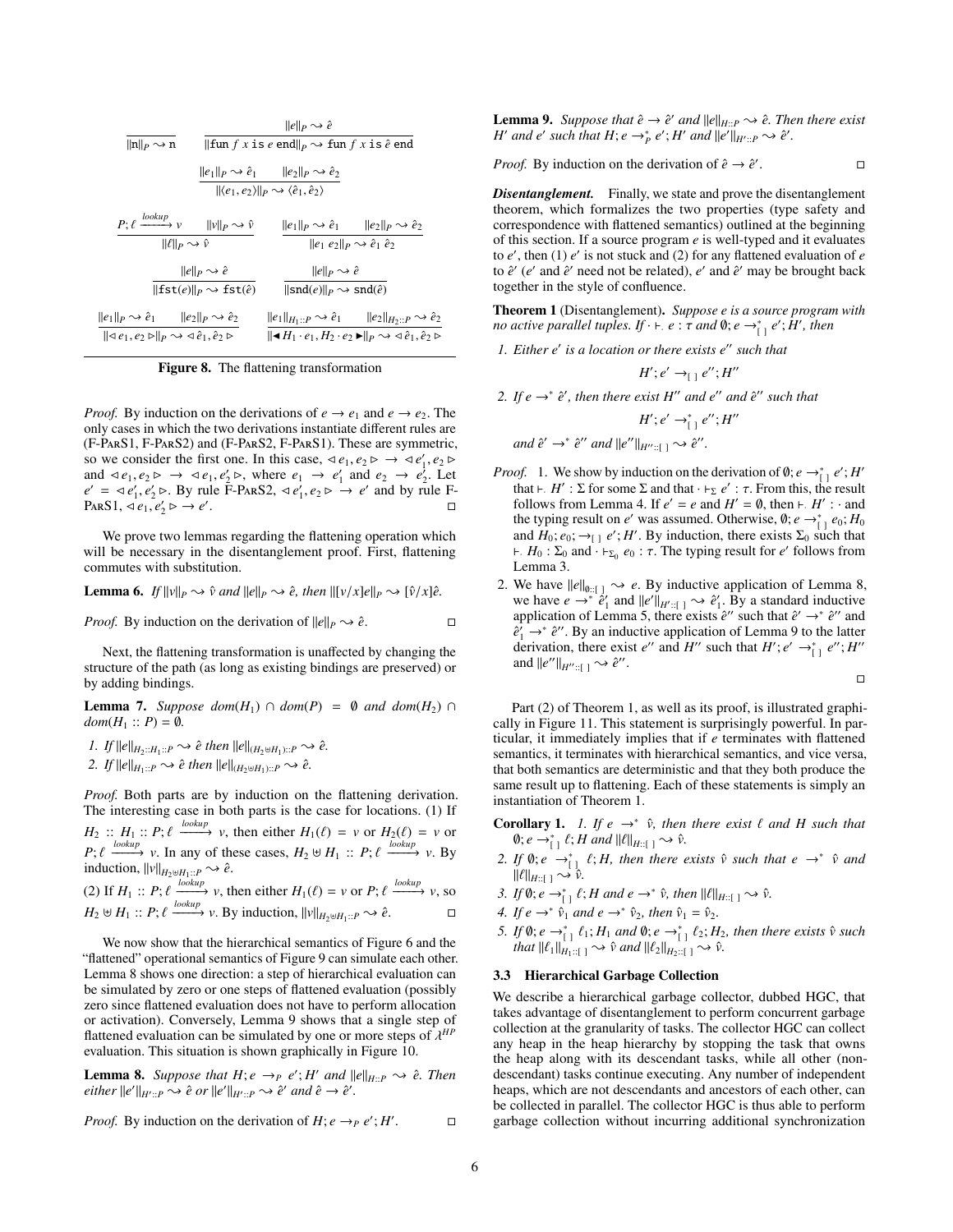$$\frac{}{\|\mathtt{n}\|_P \rightsquigarrow \mathtt{n}} \qquad \frac{\|e\|_P \rightsquigarrow \hat{e}}{\|\mathtt{fun}\ f\ x\ \mathtt{is}\ e\ \mathtt{end}\|_P \rightsquigarrow \mathtt{fun}\ f\ x\ \mathtt{is}\ \hat{e}\ \mathtt{end}}$$

$$\frac{\|e_1\|_P \rightsquigarrow \hat{e}_1 \qquad \|e_2\|_P \rightsquigarrow \hat{e}_2}{\|\langle e_1, e_2\rangle\|_P \rightsquigarrow \langle \hat{e}_1, \hat{e}_2\rangle}$$

$$\frac{P; \ell \xrightarrow{lookup} v \qquad \|v\|_P \rightsquigarrow \hat{v}}{\|\ell\|_P \rightsquigarrow \hat{v}} \qquad \frac{\|e_1\|_P \rightsquigarrow \hat{e}_1 \qquad \|e_2\|_P \rightsquigarrow \hat{e}_2}{\|e_1\ e_2\|_P \rightsquigarrow \hat{e}_1\ \hat{e}_2}$$

$$\frac{\|e\|_P \rightsquigarrow \hat{e}}{\|\mathtt{fst}(e)\|_P \rightsquigarrow \mathtt{fst}(\hat{e})} \qquad \frac{\|e\|_P \rightsquigarrow \hat{e}}{\|\mathtt{snd}(e)\|_P \rightsquigarrow \mathtt{snd}(\hat{e})}$$

$$\frac{\|e_1\|_P \rightsquigarrow \hat{e}_1 \qquad \|e_2\|_P \rightsquigarrow \hat{e}_2}{\|\triangleleft e_1, e_2 \triangleright\|_P \rightsquigarrow \triangleleft \hat{e}_1, \hat{e}_2 \triangleright} \qquad \frac{\|e_1\|_{H_1::P} \rightsquigarrow \hat{e}_1 \qquad \|e_2\|_{H_2::P} \rightsquigarrow \hat{e}_2}{\|\blacktriangleleft H_1 \cdot e_1, H_2 \cdot e_2 \blacktriangleright\|_P \rightsquigarrow \triangleleft \hat{e}_1, \hat{e}_2 \triangleright}$$

**Figure 8.** The flattening transformation

*Proof.* By induction on the derivations of $e \to e_1$ and $e \to e_2$. The only cases in which the two derivations instantiate different rules are (F-ParS1, F-ParS2) and (F-ParS2, F-ParS1). These are symmetric, so we consider the first one. In this case, $\triangleleft e_1, e_2 \triangleright \to \triangleleft e_1', e_2 \triangleright$ and $\triangleleft e_1, e_2 \triangleright \to \triangleleft e_1, e_2' \triangleright$, where $e_1 \to e_1'$ and $e_2 \to e_2'$. Let $e' = \triangleleft e_1', e_2' \triangleright$. By rule F-ParS2, $\triangleleft e_1', e_2 \triangleright \to e'$ and by rule F-ParS1, $\triangleleft e_1, e_2' \triangleright \to e'$. □

We prove two lemmas regarding the flattening operation which will be necessary in the disentanglement proof. First, flattening commutes with substitution.

**Lemma 6.** *If $\|v\|_P \rightsquigarrow \hat{v}$ and $\|e\|_P \rightsquigarrow \hat{e}$, then $\|[v/x]e\|_P \rightsquigarrow [\hat{v}/x]\hat{e}$.*

*Proof.* By induction on the derivation of $\|e\|_P \rightsquigarrow \hat{e}$. □

Next, the flattening transformation is unaffected by changing the structure of the path (as long as existing bindings are preserved) or by adding bindings.

**Lemma 7.** *Suppose $dom(H_1) \cap dom(P) = \emptyset$ and $dom(H_2) \cap dom(H_1 :: P) = \emptyset$.*

1. *If $\|e\|_{H_2::H_1::P} \rightsquigarrow \hat{e}$ then $\|e\|_{(H_2 \uplus H_1)::P} \rightsquigarrow \hat{e}$.*
2. *If $\|e\|_{H_1::P} \rightsquigarrow \hat{e}$ then $\|e\|_{(H_2 \uplus H_1)::P} \rightsquigarrow \hat{e}$.*

*Proof.* Both parts are by induction on the flattening derivation. The interesting case in both parts is the case for locations. (1) If $H_2 :: H_1 :: P; \ell \xrightarrow{lookup} v$, then either $H_1(\ell) = v$ or $H_2(\ell) = v$ or $P; \ell \xrightarrow{lookup} v$. In any of these cases, $H_2 \uplus H_1 :: P; \ell \xrightarrow{lookup} v$. By induction, $\|v\|_{H_2 \uplus H_1::P} \rightsquigarrow \hat{e}$.
(2) If $H_1 :: P; \ell \xrightarrow{lookup} v$, then either $H_1(\ell) = v$ or $P; \ell \xrightarrow{lookup} v$, so $H_2 \uplus H_1 :: P; \ell \xrightarrow{lookup} v$. By induction, $\|v\|_{H_2 \uplus H_1::P} \rightsquigarrow \hat{e}$. □

We now show that the hierarchical semantics of Figure 6 and the "flattened" operational semantics of Figure 9 can simulate each other. Lemma 8 shows one direction: a step of hierarchical evaluation can be simulated by zero or one steps of flattened evaluation (possibly zero since flattened evaluation does not have to perform allocation or activation). Conversely, Lemma 9 shows that a single step of flattened evaluation can be simulated by one or more steps of $\lambda^{HP}$ evaluation. This situation is shown graphically in Figure 10.

**Lemma 8.** *Suppose that $H; e \to_P e'; H'$ and $\|e\|_{H::P} \rightsquigarrow \hat{e}$. Then either $\|e'\|_{H'::P} \rightsquigarrow \hat{e}$ or $\|e'\|_{H'::P} \rightsquigarrow \hat{e}'$ and $\hat{e} \to \hat{e}'$.*

*Proof.* By induction on the derivation of $H; e \to_P e'; H'$. □

**Lemma 9.** *Suppose that $\hat{e} \to \hat{e}'$ and $\|e\|_{H::P} \rightsquigarrow \hat{e}$. Then there exist $H'$ and $e'$ such that $H; e \to_P^* e'; H'$ and $\|e'\|_{H'::P} \rightsquigarrow \hat{e}'$.*

*Proof.* By induction on the derivation of $\hat{e} \to \hat{e}'$. □

***Disentanglement.*** Finally, we state and prove the disentanglement theorem, which formalizes the two properties (type safety and correspondence with flattened semantics) outlined at the beginning of this section. If a source program $e$ is well-typed and it evaluates to $e'$, then (1) $e'$ is not stuck and (2) for any flattened evaluation of $e$ to $\hat{e}'$ ($e'$ and $\hat{e}'$ need not be related), $e'$ and $\hat{e}'$ may be brought back together in the style of confluence.

**Theorem 1** (Disentanglement)**.** *Suppose $e$ is a source program with no active parallel tuples. If $\cdot \vdash_\cdot e : \tau$ and $\emptyset; e \to_{[\,]}^* e'; H'$, then*

1. *Either $e'$ is a location or there exists $e''$ such that*
$$H'; e' \to_{[\,]} e''; H''$$
2. *If $e \to^* \hat{e}'$, then there exist $H''$ and $e''$ and $\hat{e}''$ such that*
$$H'; e' \to_{[\,]}^* e''; H''$$
*and $\hat{e}' \to^* \hat{e}''$ and $\|e''\|_{H''::[\,]} \rightsquigarrow \hat{e}''$.*

*Proof.* 1. We show by induction on the derivation of $\emptyset; e \to_{[\,]}^* e'; H'$ that $\vdash H' : \Sigma$ for some $\Sigma$ and that $\cdot \vdash_\Sigma e' : \tau$. From this, the result follows from Lemma 4. If $e' = e$ and $H' = \emptyset$, then $\vdash H' : \cdot$ and the typing result on $e'$ was assumed. Otherwise, $\emptyset; e \to_{[\,]}^* e_0; H_0$ and $H_0; e_0; \to_{[\,]} e'; H'$. By induction, there exists $\Sigma_0$ such that $\vdash H_0 : \Sigma_0$ and $\cdot \vdash_{\Sigma_0} e_0 : \tau$. The typing result for $e'$ follows from Lemma 3.

2. We have $\|e\|_{\emptyset::[\,]} \rightsquigarrow e$. By inductive application of Lemma 8, we have $e \to^* \hat{e}_1'$ and $\|e'\|_{H'::[\,]} \rightsquigarrow \hat{e}_1'$. By a standard inductive application of Lemma 5, there exists $\hat{e}''$ such that $\hat{e}' \to^* \hat{e}''$ and $\hat{e}_1' \to^* \hat{e}''$. By an inductive application of Lemma 9 to the latter derivation, there exist $e''$ and $H''$ such that $H'; e' \to_{[\,]}^* e''; H''$ and $\|e''\|_{H''::[\,]} \rightsquigarrow \hat{e}''$.

□

Part (2) of Theorem 1, as well as its proof, is illustrated graphically in Figure 11. This statement is surprisingly powerful. In particular, it immediately implies that if $e$ terminates with flattened semantics, it terminates with hierarchical semantics, and vice versa, that both semantics are deterministic and that they both produce the same result up to flattening. Each of these statements is simply an instantiation of Theorem 1.

**Corollary 1.** 
1. *If $e \to^* \hat{v}$, then there exist $\ell$ and $H$ such that $\emptyset; e \to_{[\,]}^* \ell; H$ and $\|\ell\|_{H::[\,]} \rightsquigarrow \hat{v}$.*
2. *If $\emptyset; e \to_{[\,]}^* \ell; H$, then there exists $\hat{v}$ such that $e \to^* \hat{v}$ and $\|\ell\|_{H::[\,]} \rightsquigarrow \hat{v}$.*
3. *If $\emptyset; e \to_{[\,]}^* \ell; H$ and $e \to^* \hat{v}$, then $\|\ell\|_{H::[\,]} \rightsquigarrow \hat{v}$.*
4. *If $e \to^* \hat{v}_1$ and $e \to^* \hat{v}_2$, then $\hat{v}_1 = \hat{v}_2$.*
5. *If $\emptyset; e \to_{[\,]}^* \ell_1; H_1$ and $\emptyset; e \to_{[\,]}^* \ell_2; H_2$, then there exists $\hat{v}$ such that $\|\ell_1\|_{H_1::[\,]} \rightsquigarrow \hat{v}$ and $\|\ell_2\|_{H_2::[\,]} \rightsquigarrow \hat{v}$.*

### 3.3 Hierarchical Garbage Collection

We describe a hierarchical garbage collector, dubbed HGC, that takes advantage of disentanglement to perform concurrent garbage collection at the granularity of tasks. The collector HGC can collect any heap in the heap hierarchy by stopping the task that owns the heap along with its descendant tasks, while all other (non-descendant) tasks continue executing. Any number of independent heaps, which are not descendants and ancestors of each other, can be collected in parallel. The collector HGC is thus able to perform garbage collection without incurring additional synchronization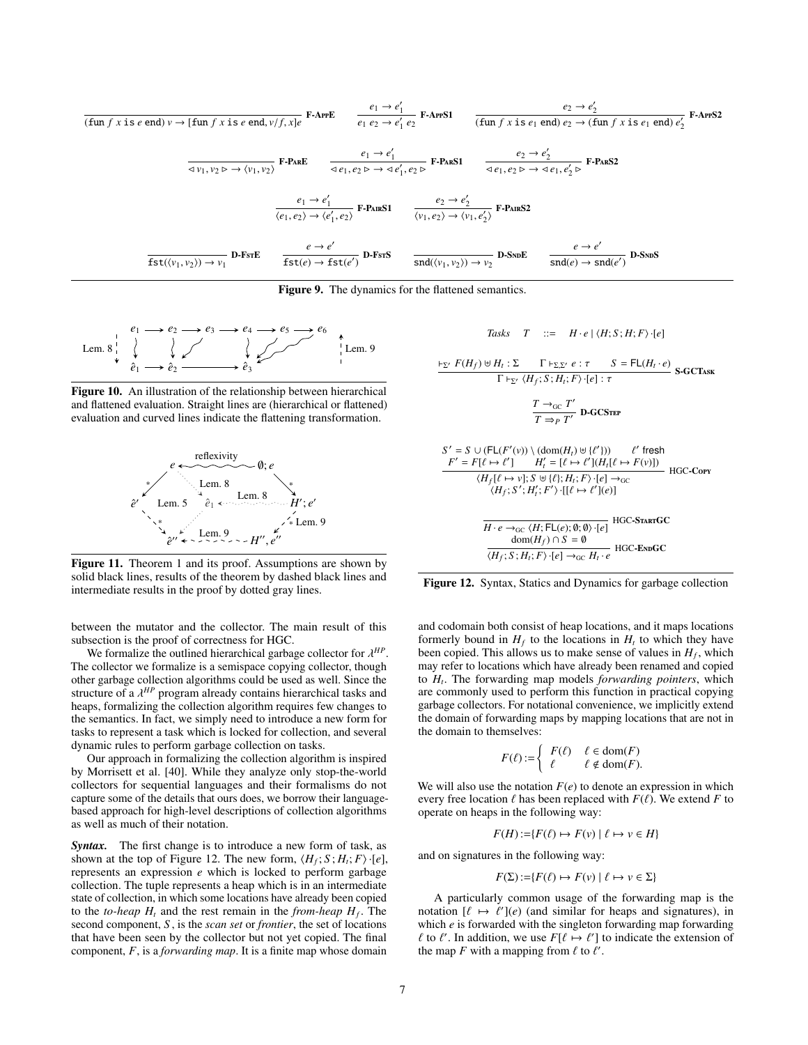$$\frac{}{(\texttt{fun}\ f\ x\ \texttt{is}\ e\ \texttt{end})\ v \to [\texttt{fun}\ f\ x\ \texttt{is}\ e\ \texttt{end}, v/f, x]e}\ \textbf{F-AppE} \qquad \frac{e_1 \to e_1'}{e_1\ e_2 \to e_1'\ e_2}\ \textbf{F-AppS1} \qquad \frac{e_2 \to e_2'}{(\texttt{fun}\ f\ x\ \texttt{is}\ e_1\ \texttt{end})\ e_2 \to (\texttt{fun}\ f\ x\ \texttt{is}\ e_1\ \texttt{end})\ e_2'}\ \textbf{F-AppS2}$$

$$\frac{}{\triangleleft v_1, v_2 \triangleright \to \langle v_1, v_2\rangle}\ \textbf{F-ParE} \qquad \frac{e_1 \to e_1'}{\triangleleft e_1, e_2 \triangleright \to \triangleleft e_1', e_2 \triangleright}\ \textbf{F-ParS1} \qquad \frac{e_2 \to e_2'}{\triangleleft e_1, e_2 \triangleright \to \triangleleft e_1, e_2' \triangleright}\ \textbf{F-ParS2}$$

$$\frac{e_1 \to e_1'}{\langle e_1, e_2\rangle \to \langle e_1', e_2\rangle}\ \textbf{F-PairS1} \qquad \frac{e_2 \to e_2'}{\langle v_1, e_2\rangle \to \langle v_1, e_2'\rangle}\ \textbf{F-PairS2}$$

$$\frac{}{\texttt{fst}(\langle v_1, v_2\rangle) \to v_1}\ \textbf{D-FstE} \qquad \frac{e \to e'}{\texttt{fst}(e) \to \texttt{fst}(e')}\ \textbf{D-FstS} \qquad \frac{}{\texttt{snd}(\langle v_1, v_2\rangle) \to v_2}\ \textbf{D-SndE} \qquad \frac{e \to e'}{\texttt{snd}(e) \to \texttt{snd}(e')}\ \textbf{D-SndS}$$

**Figure 9.** The dynamics for the flattened semantics.

**Figure 10.** An illustration of the relationship between hierarchical and flattened evaluation. Straight lines are (hierarchical or flattened) evaluation and curved lines indicate the flattening transformation.

**Figure 11.** Theorem 1 and its proof. Assumptions are shown by solid black lines, results of the theorem by dashed black lines and intermediate results in the proof by dotted gray lines.

between the mutator and the collector. The main result of this subsection is the proof of correctness for HGC.

We formalize the outlined hierarchical garbage collector for $\lambda^{HP}$. The collector we formalize is a semispace copying collector, though other garbage collection algorithms could be used as well. Since the structure of a $\lambda^{HP}$ program already contains hierarchical tasks and heaps, formalizing the collection algorithm requires few changes to the semantics. In fact, we simply need to introduce a new form for tasks to represent a task which is locked for collection, and several dynamic rules to perform garbage collection on tasks.

Our approach in formalizing the collection algorithm is inspired by Morrisett et al. [40]. While they analyze only stop-the-world collectors for sequential languages and their formalisms do not capture some of the details that ours does, we borrow their language-based approach for high-level descriptions of collection algorithms as well as much of their notation.

***Syntax.*** The first change is to introduce a new form of task, as shown at the top of Figure 12. The new form, $\langle H_f; S; H_t; F\rangle \cdot [e]$, represents an expression $e$ which is locked to perform garbage collection. The tuple represents a heap which is in an intermediate state of collection, in which some locations have already been copied to the *to-heap* $H_t$ and the rest remain in the *from-heap* $H_f$. The second component, $S$, is the *scan set* or *frontier*, the set of locations that have been seen by the collector but not yet copied. The final component, $F$, is a *forwarding map*. It is a finite map whose domain

*Tasks* $\quad T \quad ::= \quad H \cdot e \mid \langle H; S; H; F\rangle \cdot [e]$

$$\frac{\vdash_{\Sigma'} F(H_f) \uplus H_t : \Sigma \qquad \Gamma \vdash_{\Sigma,\Sigma'} e : \tau \qquad S = \mathsf{FL}(H_t \cdot e)}{\Gamma \vdash_{\Sigma'} \langle H_f; S; H_t; F\rangle \cdot [e] : \tau}\ \textbf{S-GCTask}$$

$$\frac{T \to_{\mathrm{GC}} T'}{T \Rightarrow_P T'}\ \textbf{D-GCStep}$$

$$\frac{\begin{array}{c} S' = S \cup (\mathsf{FL}(F'(v)) \setminus (\mathrm{dom}(H_t) \uplus \{\ell'\})) \qquad \ell' \text{ fresh} \\ F' = F[\ell \mapsto \ell'] \qquad H_t' = [\ell \mapsto \ell'](H_t[\ell \mapsto F(v)]) \end{array}}{\begin{array}{c}\langle H_f[\ell \mapsto v]; S \uplus \{\ell\}; H_t; F\rangle \cdot [e] \to_{\mathrm{GC}} \\ \langle H_f; S'; H_t'; F'\rangle \cdot [[\ell \mapsto \ell'](e)]\end{array}}\ \text{HGC-}\textbf{Copy}$$

$$\frac{}{H \cdot e \to_{\mathrm{GC}} \langle H; \mathsf{FL}(e); \emptyset; \emptyset\rangle \cdot [e]}\ \text{HGC-}\textbf{StartGC}$$

$$\frac{\mathrm{dom}(H_f) \cap S = \emptyset}{\langle H_f; S; H_t; F\rangle \cdot [e] \to_{\mathrm{GC}} H_t \cdot e}\ \text{HGC-}\textbf{EndGC}$$

**Figure 12.** Syntax, Statics and Dynamics for garbage collection

and codomain both consist of heap locations, and it maps locations formerly bound in $H_f$ to the locations in $H_t$ to which they have been copied. This allows us to make sense of values in $H_f$, which may refer to locations which have already been renamed and copied to $H_t$. The forwarding map models *forwarding pointers*, which are commonly used to perform this function in practical copying garbage collectors. For notational convenience, we implicitly extend the domain of forwarding maps by mapping locations that are not in the domain to themselves:

$$F(\ell) := \begin{cases} F(\ell) & \ell \in \mathrm{dom}(F) \\ \ell & \ell \notin \mathrm{dom}(F). \end{cases}$$

We will also use the notation $F(e)$ to denote an expression in which every free location $\ell$ has been replaced with $F(\ell)$. We extend $F$ to operate on heaps in the following way:

$$F(H) := \{F(\ell) \mapsto F(v) \mid \ell \mapsto v \in H\}$$

and on signatures in the following way:

$$F(\Sigma) := \{F(\ell) \mapsto F(v) \mid \ell \mapsto v \in \Sigma\}$$

A particularly common usage of the forwarding map is the notation $[\ell \mapsto \ell'](e)$ (and similar for heaps and signatures), in which $e$ is forwarded with the singleton forwarding map forwarding $\ell$ to $\ell'$. In addition, we use $F[\ell \mapsto \ell']$ to indicate the extension of the map $F$ with a mapping from $\ell$ to $\ell'$.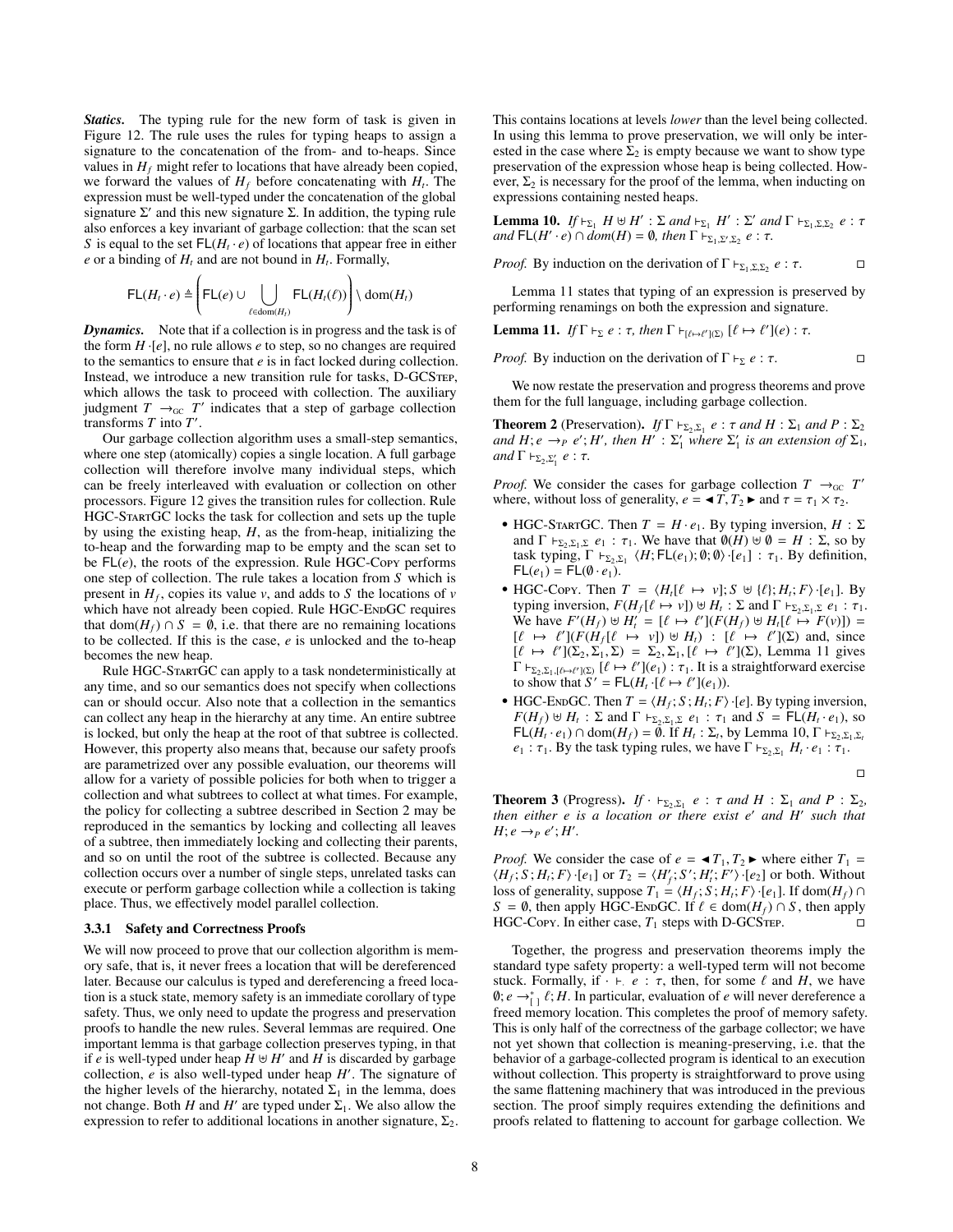***Statics.*** The typing rule for the new form of task is given in Figure 12. The rule uses the rules for typing heaps to assign a signature to the concatenation of the from- and to-heaps. Since values in $H_f$ might refer to locations that have already been copied, we forward the values of $H_f$ before concatenating with $H_t$. The expression must be well-typed under the concatenation of the global signature $\Sigma'$ and this new signature $\Sigma$. In addition, the typing rule also enforces a key invariant of garbage collection: that the scan set $S$ is equal to the set $\mathsf{FL}(H_t \cdot e)$ of locations that appear free in either $e$ or a binding of $H_t$ and are not bound in $H_t$. Formally,

$$\mathsf{FL}(H_t \cdot e) \triangleq \left( \mathsf{FL}(e) \cup \bigcup_{\ell \in \mathrm{dom}(H_t)} \mathsf{FL}(H_t(\ell)) \right) \setminus \mathrm{dom}(H_t)$$

***Dynamics.*** Note that if a collection is in progress and the task is of the form $H \cdot [e]$, no rule allows $e$ to step, so no changes are required to the semantics to ensure that $e$ is in fact locked during collection. Instead, we introduce a new transition rule for tasks, D-GCStep, which allows the task to proceed with collection. The auxiliary judgment $T \rightarrow_{\mathrm{GC}} T'$ indicates that a step of garbage collection transforms $T$ into $T'$.

Our garbage collection algorithm uses a small-step semantics, where one step (atomically) copies a single location. A full garbage collection will therefore involve many individual steps, which can be freely interleaved with evaluation or collection on other processors. Figure 12 gives the transition rules for collection. Rule HGC-StartGC locks the task for collection and sets up the tuple by using the existing heap, $H$, as the from-heap, initializing the to-heap and the forwarding map to be empty and the scan set to be $\mathsf{FL}(e)$, the roots of the expression. Rule HGC-Copy performs one step of collection. The rule takes a location from $S$ which is present in $H_f$, copies its value $v$, and adds to $S$ the locations of $v$ which have not already been copied. Rule HGC-EndGC requires that $\mathrm{dom}(H_f) \cap S = \emptyset$, i.e. that there are no remaining locations to be collected. If this is the case, $e$ is unlocked and the to-heap becomes the new heap.

Rule HGC-StartGC can apply to a task nondeterministically at any time, and so our semantics does not specify when collections can or should occur. Also note that a collection in the semantics can collect any heap in the hierarchy at any time. An entire subtree is locked, but only the heap at the root of that subtree is collected. However, this property also means that, because our safety proofs are parametrized over any possible evaluation, our theorems will allow for a variety of possible policies for both when to trigger a collection and what subtrees to collect at what times. For example, the policy for collecting a subtree described in Section 2 may be reproduced in the semantics by locking and collecting all leaves of a subtree, then immediately locking and collecting their parents, and so on until the root of the subtree is collected. Because any collection occurs over a number of single steps, unrelated tasks can execute or perform garbage collection while a collection is taking place. Thus, we effectively model parallel collection.

### 3.3.1 Safety and Correctness Proofs

We will now proceed to prove that our collection algorithm is memory safe, that is, it never frees a location that will be dereferenced later. Because our calculus is typed and dereferencing a freed location is a stuck state, memory safety is an immediate corollary of type safety. Thus, we only need to update the progress and preservation proofs to handle the new rules. Several lemmas are required. One important lemma is that garbage collection preserves typing, in that if $e$ is well-typed under heap $H \uplus H'$ and $H$ is discarded by garbage collection, $e$ is also well-typed under heap $H'$. The signature of the higher levels of the hierarchy, notated $\Sigma_1$ in the lemma, does not change. Both $H$ and $H'$ are typed under $\Sigma_1$. We also allow the expression to refer to additional locations in another signature, $\Sigma_2$. This contains locations at levels *lower* than the level being collected. In using this lemma to prove preservation, we will only be interested in the case where $\Sigma_2$ is empty because we want to show type preservation of the expression whose heap is being collected. However, $\Sigma_2$ is necessary for the proof of the lemma, when inducting on expressions containing nested heaps.

**Lemma 10.** *If $\vdash_{\Sigma_1} H \uplus H' : \Sigma$ and $\vdash_{\Sigma_1} H' : \Sigma'$ and $\Gamma \vdash_{\Sigma_1,\Sigma,\Sigma_2} e : \tau$ and $\mathsf{FL}(H' \cdot e) \cap dom(H) = \emptyset$, then $\Gamma \vdash_{\Sigma_1,\Sigma',\Sigma_2} e : \tau$.*

*Proof.* By induction on the derivation of $\Gamma \vdash_{\Sigma_1,\Sigma,\Sigma_2} e : \tau$. □

Lemma 11 states that typing of an expression is preserved by performing renamings on both the expression and signature.

**Lemma 11.** *If $\Gamma \vdash_\Sigma e : \tau$, then $\Gamma \vdash_{[\ell \mapsto \ell'](\Sigma)} [\ell \mapsto \ell'](e) : \tau$.*

*Proof.* By induction on the derivation of $\Gamma \vdash_\Sigma e : \tau$. □

We now restate the preservation and progress theorems and prove them for the full language, including garbage collection.

**Theorem 2** (Preservation). *If $\Gamma \vdash_{\Sigma_2,\Sigma_1} e : \tau$ and $H : \Sigma_1$ and $P : \Sigma_2$ and $H; e \rightarrow_P e'; H'$, then $H' : \Sigma_1'$ where $\Sigma_1'$ is an extension of $\Sigma_1$, and $\Gamma \vdash_{\Sigma_2,\Sigma_1'} e : \tau$.*

*Proof.* We consider the cases for garbage collection $T \rightarrow_{\mathrm{GC}} T'$ where, without loss of generality, $e = \blacktriangleleft T, T_2 \blacktriangleright$ and $\tau = \tau_1 \times \tau_2$.

- HGC-StartGC. Then $T = H \cdot e_1$. By typing inversion, $H : \Sigma$ and $\Gamma \vdash_{\Sigma_2,\Sigma_1,\Sigma} e_1 : \tau_1$. We have that $\emptyset(H) \uplus \emptyset = H : \Sigma$, so by task typing, $\Gamma \vdash_{\Sigma_2,\Sigma_1} \langle H; \mathsf{FL}(e_1); \emptyset; \emptyset \rangle \cdot [e_1] : \tau_1$. By definition, $\mathsf{FL}(e_1) = \mathsf{FL}(\emptyset \cdot e_1)$.
- HGC-Copy. Then $T = \langle H_t[\ell \mapsto v]; S \uplus \{\ell\}; H_t; F \rangle \cdot [e_1]$. By typing inversion, $F(H_f[\ell \mapsto v]) \uplus H_t : \Sigma$ and $\Gamma \vdash_{\Sigma_2,\Sigma_1,\Sigma} e_1 : \tau_1$. We have $F'(H_f) \uplus H_t' = [\ell \mapsto \ell'](F(H_f) \uplus H_t[\ell \mapsto F(v)]) = [\ell \mapsto \ell'](F(H_f[\ell \mapsto v]) \uplus H_t) : [\ell \mapsto \ell'](\Sigma)$ and, since $[\ell \mapsto \ell'](\Sigma_2, \Sigma_1, \Sigma) = \Sigma_2, \Sigma_1, [\ell \mapsto \ell'](\Sigma)$, Lemma 11 gives $\Gamma \vdash_{\Sigma_2,\Sigma_1,[\ell \mapsto \ell'](\Sigma)} [\ell \mapsto \ell'](e_1) : \tau_1$. It is a straightforward exercise to show that $S' = \mathsf{FL}(H_t \cdot [\ell \mapsto \ell'](e_1))$.
- HGC-EndGC. Then $T = \langle H_f; S; H_t; F \rangle \cdot [e]$. By typing inversion, $F(H_f) \uplus H_t : \Sigma$ and $\Gamma \vdash_{\Sigma_2,\Sigma_1,\Sigma} e_1 : \tau_1$ and $S = \mathsf{FL}(H_t \cdot e_1)$, so $\mathsf{FL}(H_t \cdot e_1) \cap \mathrm{dom}(H_f) = \emptyset$. If $H_t : \Sigma_t$, by Lemma 10, $\Gamma \vdash_{\Sigma_2,\Sigma_1,\Sigma_t} e_1 : \tau_1$. By the task typing rules, we have $\Gamma \vdash_{\Sigma_2,\Sigma_1} H_t \cdot e_1 : \tau_1$.

□

**Theorem 3** (Progress). *If $\cdot \vdash_{\Sigma_2,\Sigma_1} e : \tau$ and $H : \Sigma_1$ and $P : \Sigma_2$, then either $e$ is a location or there exist $e'$ and $H'$ such that $H; e \rightarrow_P e'; H'$.*

*Proof.* We consider the case of $e = \blacktriangleleft T_1, T_2 \blacktriangleright$ where either $T_1 = \langle H_f; S; H_t; F \rangle \cdot [e_1]$ or $T_2 = \langle H_f'; S'; H_t'; F' \rangle \cdot [e_2]$ or both. Without loss of generality, suppose $T_1 = \langle H_f; S; H_t; F \rangle \cdot [e_1]$. If $\mathrm{dom}(H_f) \cap S = \emptyset$, then apply HGC-EndGC. If $\ell \in \mathrm{dom}(H_f) \cap S$, then apply HGC-Copy. In either case, $T_1$ steps with D-GCStep. □

Together, the progress and preservation theorems imply the standard type safety property: a well-typed term will not become stuck. Formally, if $\cdot \vdash_\cdot e : \tau$, then, for some $\ell$ and $H$, we have $\emptyset; e \rightarrow^*_{[\,]} \ell; H$. In particular, evaluation of $e$ will never dereference a freed memory location. This completes the proof of memory safety. This is only half of the correctness of the garbage collector; we have not yet shown that collection is meaning-preserving, i.e. that the behavior of a garbage-collected program is identical to an execution without collection. This property is straightforward to prove using the same flattening machinery that was introduced in the previous section. The proof simply requires extending the definitions and proofs related to flattening to account for garbage collection. We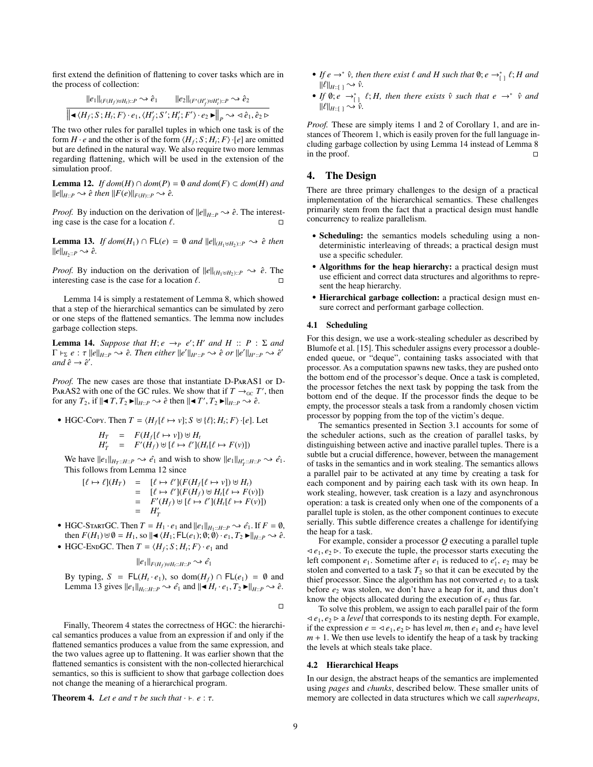first extend the definition of flattening to cover tasks which are in the process of collection:

$$\frac{\|e_1\|_{(F(H_f)\uplus H_t)::P} \rightsquigarrow \hat{e}_1 \qquad \|e_2\|_{(F'(H'_f)\uplus H'_t)::P} \rightsquigarrow \hat{e}_2}{\left\| \blacktriangleleft \langle H_f; S; H_t; F \rangle \cdot e_1, \langle H'_f; S'; H'_t; F' \rangle \cdot e_2 \blacktriangleright \right\|_P \rightsquigarrow \triangleleft \hat{e}_1, \hat{e}_2 \triangleright}$$

The two other rules for parallel tuples in which one task is of the form $H \cdot e$ and the other is of the form $\langle H_f; S; H_t; F \rangle \cdot [e]$ are omitted but are defined in the natural way. We also require two more lemmas regarding flattening, which will be used in the extension of the simulation proof.

**Lemma 12.** *If $dom(H) \cap dom(P) = \emptyset$ and $dom(F) \subset dom(H)$ and $\|e\|_{H::P} \rightsquigarrow \hat{e}$ then $\|F(e)\|_{F(H)::P} \rightsquigarrow \hat{e}$.*

*Proof.* By induction on the derivation of $\|e\|_{H::P} \rightsquigarrow \hat{e}$. The interesting case is the case for a location $\ell$. □

**Lemma 13.** *If $dom(H_1) \cap \mathsf{FL}(e) = \emptyset$ and $\|e\|_{(H_1 \uplus H_2)::P} \rightsquigarrow \hat{e}$ then $\|e\|_{H_2::P} \rightsquigarrow \hat{e}$.*

*Proof.* By induction on the derivation of $\|e\|_{(H_1 \uplus H_2)::P} \rightsquigarrow \hat{e}$. The interesting case is the case for a location $\ell$. □

Lemma 14 is simply a restatement of Lemma 8, which showed that a step of the hierarchical semantics can be simulated by zero or one steps of the flattened semantics. The lemma now includes garbage collection steps.

**Lemma 14.** *Suppose that $H; e \rightarrow_P e'; H'$ and $H :: P : \Sigma$ and $\Gamma \vdash_\Sigma e : \tau \, \|e\|_{H::P} \rightsquigarrow \hat{e}$. Then either $\|e'\|_{H'::P} \rightsquigarrow \hat{e}$ or $\|e'\|_{H'::P} \rightsquigarrow \hat{e}'$ and $\hat{e} \rightarrow \hat{e}'$.*

*Proof.* The new cases are those that instantiate D-ParAS1 or D-ParAS2 with one of the GC rules. We show that if $T \rightarrow_{\mathrm{GC}} T'$, then for any $T_2$, if $\|\blacktriangleleft T, T_2 \blacktriangleright\|_{H::P} \rightsquigarrow \hat{e}$ then $\|\blacktriangleleft T', T_2 \blacktriangleright\|_{H::P} \rightsquigarrow \hat{e}$.

- HGC-Copy. Then $T = \langle H_f[\ell \mapsto v]; S \uplus \{\ell\}; H_t; F \rangle \cdot [e]$. Let

$$\begin{array}{rcl} H_T & = & F(H_f[\ell \mapsto v]) \uplus H_t \\ H'_T & = & F'(H_f) \uplus [\ell \mapsto \ell'](H_t[\ell \mapsto F(v)]) \end{array}$$

  We have $\|e_1\|_{H_T::H::P} \rightsquigarrow \hat{e}_1$ and wish to show $\|e_1\|_{H'_T::H::P} \rightsquigarrow \hat{e}_1$. This follows from Lemma 12 since

$$\begin{array}{rcl} [\ell \mapsto \ell](H_T) & = & [\ell \mapsto \ell'](F(H_f[\ell \mapsto v]) \uplus H_t) \\ & = & [\ell \mapsto \ell'](F(H_f) \uplus H_t[\ell \mapsto F(v)]) \\ & = & F'(H_f) \uplus [\ell \mapsto \ell'](H_t[\ell \mapsto F(v)]) \\ & = & H'_T \end{array}$$

- HGC-StartGC. Then $T = H_1 \cdot e_1$ and $\|e_1\|_{H_1::H::P} \rightsquigarrow \hat{e_1}$. If $F = \emptyset$, then $F(H_1) \uplus \emptyset = H_1$, so $\|\blacktriangleleft \langle H_1; \mathsf{FL}(e_1); \emptyset; \emptyset \rangle \cdot e_1, T_2 \blacktriangleright\|_{H::P} \rightsquigarrow \hat{e}$.
- HGC-EndGC. Then $T = \langle H_f; S; H_t; F \rangle \cdot e_1$ and

$$\|e_1\|_{F(H_f)\uplus H_t::H::P} \rightsquigarrow \hat{e_1}$$

  By typing, $S = \mathsf{FL}(H_t \cdot e_1)$, so $\mathrm{dom}(H_f) \cap \mathsf{FL}(e_1) = \emptyset$ and Lemma 13 gives $\|e_1\|_{H_t::H::P} \rightsquigarrow \hat{e_1}$ and $\|\blacktriangleleft H_t \cdot e_1, T_2 \blacktriangleright\|_{H::P} \rightsquigarrow \hat{e}$.

□

Finally, Theorem 4 states the correctness of HGC: the hierarchical semantics produces a value from an expression if and only if the flattened semantics produces a value from the same expression, and the two values agree up to flattening. It was earlier shown that the flattened semantics is consistent with the non-collected hierarchical semantics, so this is sufficient to show that garbage collection does not change the meaning of a hierarchical program.

**Theorem 4.** *Let $e$ and $\tau$ be such that $\cdot \vdash_\cdot e : \tau$.*

- *If $e \rightarrow^* \hat{v}$, then there exist $\ell$ and $H$ such that $\emptyset; e \rightarrow^*_{[\,]} \ell; H$ and $\|\ell\|_{H::[\,]} \rightsquigarrow \hat{v}$.*
- *If $\emptyset; e \rightarrow^*_{[\,]} \ell; H$, then there exists $\hat{v}$ such that $e \rightarrow^* \hat{v}$ and $\|\ell\|_{H::[\,]} \rightsquigarrow \hat{v}$.*

*Proof.* These are simply items 1 and 2 of Corollary 1, and are instances of Theorem 1, which is easily proven for the full language including garbage collection by using Lemma 14 instead of Lemma 8 in the proof. □

## 4. The Design

There are three primary challenges to the design of a practical implementation of the hierarchical semantics. These challenges primarily stem from the fact that a practical design must handle concurrency to realize parallelism.

- **Scheduling:** the semantics models scheduling using a non-deterministic interleaving of threads; a practical design must use a specific scheduler.
- **Algorithms for the heap hierarchy:** a practical design must use efficient and correct data structures and algorithms to represent the heap hierarchy.
- **Hierarchical garbage collection:** a practical design must ensure correct and performant garbage collection.

### 4.1 Scheduling

For this design, we use a work-stealing scheduler as described by Blumofe et al. [15]. This scheduler assigns every processor a double-ended queue, or "deque", containing tasks associated with that processor. As a computation spawns new tasks, they are pushed onto the bottom end of the processor's deque. Once a task is completed, the processor fetches the next task by popping the task from the bottom end of the deque. If the processor finds the deque to be empty, the processor steals a task from a randomly chosen victim processor by popping from the top of the victim's deque.

The semantics presented in Section 3.1 accounts for some of the scheduler actions, such as the creation of parallel tasks, by distinguishing between active and inactive parallel tuples. There is a subtle but a crucial difference, however, between the management of tasks in the semantics and in work stealing. The semantics allows a parallel pair to be activated at any time by creating a task for each component and by pairing each task with its own heap. In work stealing, however, task creation is a lazy and asynchronous operation: a task is created only when one of the components of a parallel tuple is stolen, as the other component continues to execute serially. This subtle difference creates a challenge for identifying the heap for a task.

For example, consider a processor $Q$ executing a parallel tuple $\triangleleft e_1, e_2 \triangleright$. To execute the tuple, the processor starts executing the left component $e_1$. Sometime after $e_1$ is reduced to $e'_1$, $e_2$ may be stolen and converted to a task $T_2$ so that it can be executed by the thief processor. Since the algorithm has not converted $e_1$ to a task before $e_2$ was stolen, we don't have a heap for it, and thus don't know the objects allocated during the execution of $e_1$ thus far.

To solve this problem, we assign to each parallel pair of the form $\triangleleft e_1, e_2 \triangleright$ a *level* that corresponds to its nesting depth. For example, if the expression $e = \triangleleft e_1, e_2 \triangleright$ has level $m$, then $e_1$ and $e_2$ have level $m + 1$. We then use levels to identify the heap of a task by tracking the levels at which steals take place.

### 4.2 Hierarchical Heaps

In our design, the abstract heaps of the semantics are implemented using *pages* and *chunks*, described below. These smaller units of memory are collected in data structures which we call *superheaps*,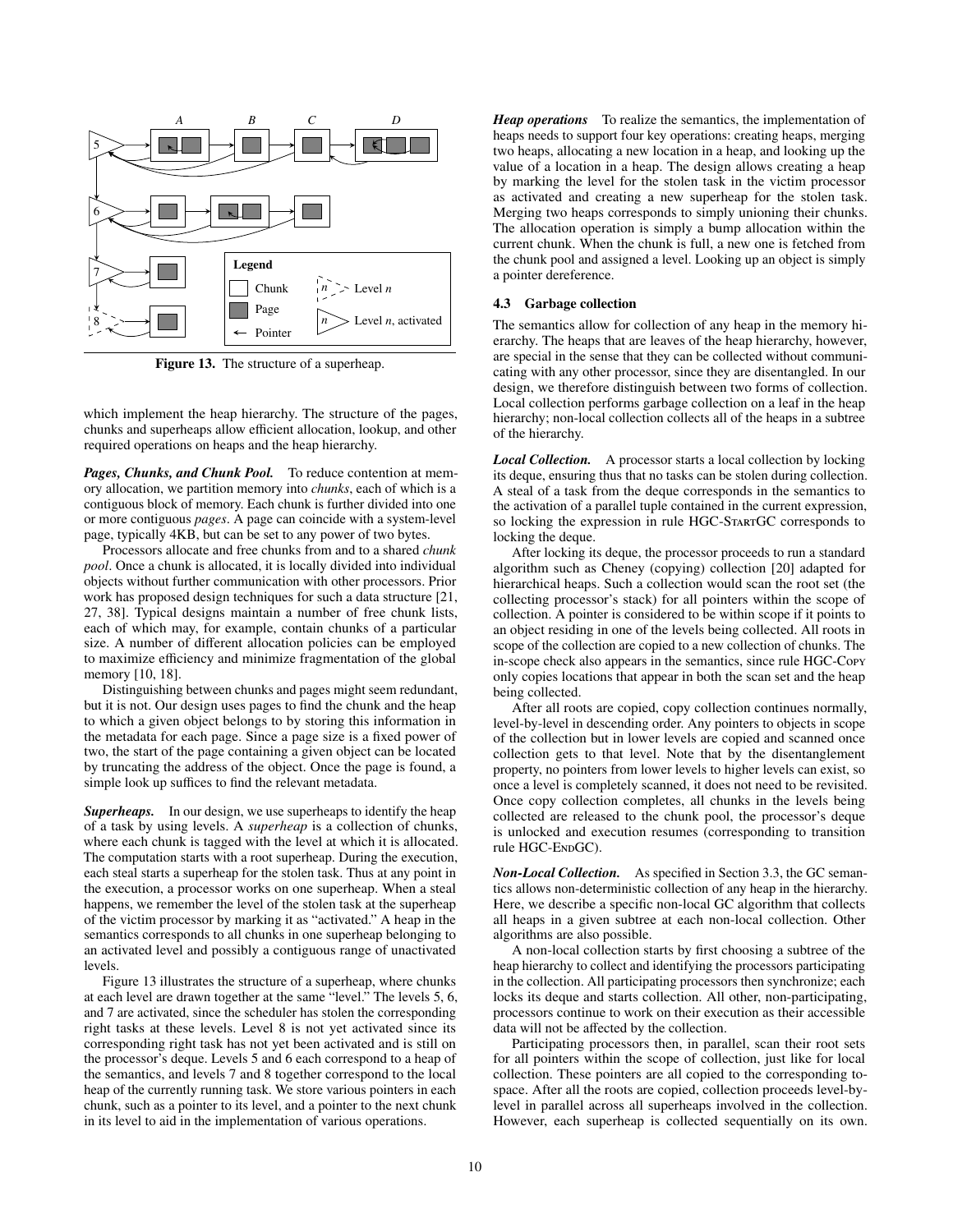Figure 13. The structure of a superheap.

which implement the heap hierarchy. The structure of the pages, chunks and superheaps allow efficient allocation, lookup, and other required operations on heaps and the heap hierarchy.

***Pages, Chunks, and Chunk Pool.*** To reduce contention at memory allocation, we partition memory into *chunks*, each of which is a contiguous block of memory. Each chunk is further divided into one or more contiguous *pages*. A page can coincide with a system-level page, typically 4KB, but can be set to any power of two bytes.

Processors allocate and free chunks from and to a shared *chunk pool*. Once a chunk is allocated, it is locally divided into individual objects without further communication with other processors. Prior work has proposed design techniques for such a data structure [21, 27, 38]. Typical designs maintain a number of free chunk lists, each of which may, for example, contain chunks of a particular size. A number of different allocation policies can be employed to maximize efficiency and minimize fragmentation of the global memory [10, 18].

Distinguishing between chunks and pages might seem redundant, but it is not. Our design uses pages to find the chunk and the heap to which a given object belongs to by storing this information in the metadata for each page. Since a page size is a fixed power of two, the start of the page containing a given object can be located by truncating the address of the object. Once the page is found, a simple look up suffices to find the relevant metadata.

***Superheaps.*** In our design, we use superheaps to identify the heap of a task by using levels. A *superheap* is a collection of chunks, where each chunk is tagged with the level at which it is allocated. The computation starts with a root superheap. During the execution, each steal starts a superheap for the stolen task. Thus at any point in the execution, a processor works on one superheap. When a steal happens, we remember the level of the stolen task at the superheap of the victim processor by marking it as "activated." A heap in the semantics corresponds to all chunks in one superheap belonging to an activated level and possibly a contiguous range of unactivated levels.

Figure 13 illustrates the structure of a superheap, where chunks at each level are drawn together at the same "level." The levels 5, 6, and 7 are activated, since the scheduler has stolen the corresponding right tasks at these levels. Level 8 is not yet activated since its corresponding right task has not yet been activated and is still on the processor's deque. Levels 5 and 6 each correspond to a heap of the semantics, and levels 7 and 8 together correspond to the local heap of the currently running task. We store various pointers in each chunk, such as a pointer to its level, and a pointer to the next chunk in its level to aid in the implementation of various operations.

***Heap operations*** To realize the semantics, the implementation of heaps needs to support four key operations: creating heaps, merging two heaps, allocating a new location in a heap, and looking up the value of a location in a heap. The design allows creating a heap by marking the level for the stolen task in the victim processor as activated and creating a new superheap for the stolen task. Merging two heaps corresponds to simply unioning their chunks. The allocation operation is simply a bump allocation within the current chunk. When the chunk is full, a new one is fetched from the chunk pool and assigned a level. Looking up an object is simply a pointer dereference.

### 4.3 Garbage collection

The semantics allow for collection of any heap in the memory hierarchy. The heaps that are leaves of the heap hierarchy, however, are special in the sense that they can be collected without communicating with any other processor, since they are disentangled. In our design, we therefore distinguish between two forms of collection. Local collection performs garbage collection on a leaf in the heap hierarchy; non-local collection collects all of the heaps in a subtree of the hierarchy.

***Local Collection.*** A processor starts a local collection by locking its deque, ensuring thus that no tasks can be stolen during collection. A steal of a task from the deque corresponds in the semantics to the activation of a parallel tuple contained in the current expression, so locking the expression in rule HGC-StartGC corresponds to locking the deque.

After locking its deque, the processor proceeds to run a standard algorithm such as Cheney (copying) collection [20] adapted for hierarchical heaps. Such a collection would scan the root set (the collecting processor's stack) for all pointers within the scope of collection. A pointer is considered to be within scope if it points to an object residing in one of the levels being collected. All roots in scope of the collection are copied to a new collection of chunks. The in-scope check also appears in the semantics, since rule HGC-Copy only copies locations that appear in both the scan set and the heap being collected.

After all roots are copied, copy collection continues normally, level-by-level in descending order. Any pointers to objects in scope of the collection but in lower levels are copied and scanned once collection gets to that level. Note that by the disentanglement property, no pointers from lower levels to higher levels can exist, so once a level is completely scanned, it does not need to be revisited. Once copy collection completes, all chunks in the levels being collected are released to the chunk pool, the processor's deque is unlocked and execution resumes (corresponding to transition rule HGC-EndGC).

***Non-Local Collection.*** As specified in Section 3.3, the GC semantics allows non-deterministic collection of any heap in the hierarchy. Here, we describe a specific non-local GC algorithm that collects all heaps in a given subtree at each non-local collection. Other algorithms are also possible.

A non-local collection starts by first choosing a subtree of the heap hierarchy to collect and identifying the processors participating in the collection. All participating processors then synchronize; each locks its deque and starts collection. All other, non-participating, processors continue to work on their execution as their accessible data will not be affected by the collection.

Participating processors then, in parallel, scan their root sets for all pointers within the scope of collection, just like for local collection. These pointers are all copied to the corresponding to-space. After all the roots are copied, collection proceeds level-by-level in parallel across all superheaps involved in the collection. However, each superheap is collected sequentially on its own.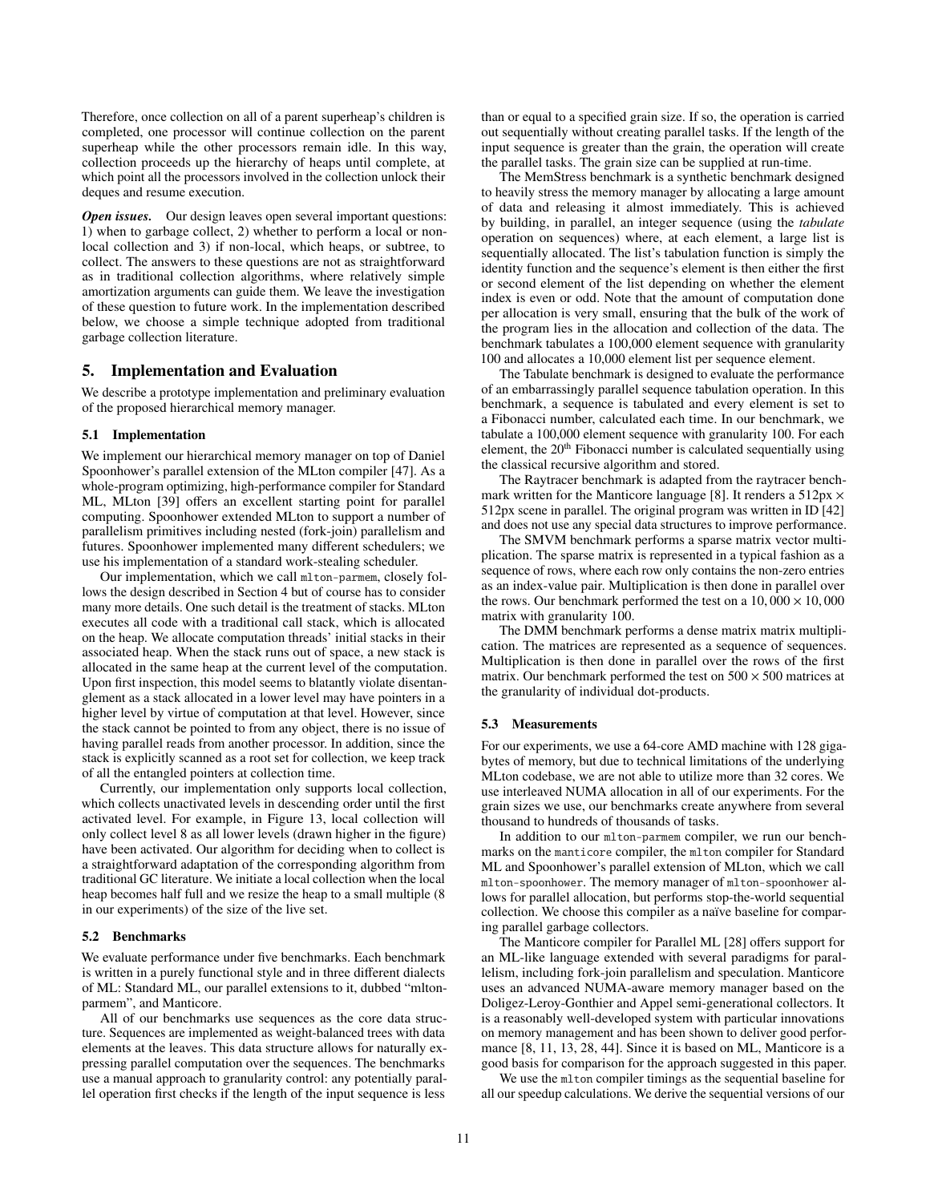Therefore, once collection on all of a parent superheap's children is completed, one processor will continue collection on the parent superheap while the other processors remain idle. In this way, collection proceeds up the hierarchy of heaps until complete, at which point all the processors involved in the collection unlock their deques and resume execution.

***Open issues.*** Our design leaves open several important questions: 1) when to garbage collect, 2) whether to perform a local or non-local collection and 3) if non-local, which heaps, or subtree, to collect. The answers to these questions are not as straightforward as in traditional collection algorithms, where relatively simple amortization arguments can guide them. We leave the investigation of these question to future work. In the implementation described below, we choose a simple technique adopted from traditional garbage collection literature.

## 5. Implementation and Evaluation

We describe a prototype implementation and preliminary evaluation of the proposed hierarchical memory manager.

### 5.1 Implementation

We implement our hierarchical memory manager on top of Daniel Spoonhower's parallel extension of the MLton compiler [47]. As a whole-program optimizing, high-performance compiler for Standard ML, MLton [39] offers an excellent starting point for parallel computing. Spoonhower extended MLton to support a number of parallelism primitives including nested (fork-join) parallelism and futures. Spoonhower implemented many different schedulers; we use his implementation of a standard work-stealing scheduler.

Our implementation, which we call `mlton-parmem`, closely follows the design described in Section 4 but of course has to consider many more details. One such detail is the treatment of stacks. MLton executes all code with a traditional call stack, which is allocated on the heap. We allocate computation threads' initial stacks in their associated heap. When the stack runs out of space, a new stack is allocated in the same heap at the current level of the computation. Upon first inspection, this model seems to blatantly violate disentanglement as a stack allocated in a lower level may have pointers in a higher level by virtue of computation at that level. However, since the stack cannot be pointed to from any object, there is no issue of having parallel reads from another processor. In addition, since the stack is explicitly scanned as a root set for collection, we keep track of all the entangled pointers at collection time.

Currently, our implementation only supports local collection, which collects unactivated levels in descending order until the first activated level. For example, in Figure 13, local collection will only collect level 8 as all lower levels (drawn higher in the figure) have been activated. Our algorithm for deciding when to collect is a straightforward adaptation of the corresponding algorithm from traditional GC literature. We initiate a local collection when the local heap becomes half full and we resize the heap to a small multiple (8 in our experiments) of the size of the live set.

### 5.2 Benchmarks

We evaluate performance under five benchmarks. Each benchmark is written in a purely functional style and in three different dialects of ML: Standard ML, our parallel extensions to it, dubbed "mlton-parmem", and Manticore.

All of our benchmarks use sequences as the core data structure. Sequences are implemented as weight-balanced trees with data elements at the leaves. This data structure allows for naturally expressing parallel computation over the sequences. The benchmarks use a manual approach to granularity control: any potentially parallel operation first checks if the length of the input sequence is less than or equal to a specified grain size. If so, the operation is carried out sequentially without creating parallel tasks. If the length of the input sequence is greater than the grain, the operation will create the parallel tasks. The grain size can be supplied at run-time.

The MemStress benchmark is a synthetic benchmark designed to heavily stress the memory manager by allocating a large amount of data and releasing it almost immediately. This is achieved by building, in parallel, an integer sequence (using the *tabulate* operation on sequences) where, at each element, a large list is sequentially allocated. The list's tabulation function is simply the identity function and the sequence's element is then either the first or second element of the list depending on whether the element index is even or odd. Note that the amount of computation done per allocation is very small, ensuring that the bulk of the work of the program lies in the allocation and collection of the data. The benchmark tabulates a 100,000 element sequence with granularity 100 and allocates a 10,000 element list per sequence element.

The Tabulate benchmark is designed to evaluate the performance of an embarrassingly parallel sequence tabulation operation. In this benchmark, a sequence is tabulated and every element is set to a Fibonacci number, calculated each time. In our benchmark, we tabulate a 100,000 element sequence with granularity 100. For each element, the $20^{\text{th}}$ Fibonacci number is calculated sequentially using the classical recursive algorithm and stored.

The Raytracer benchmark is adapted from the raytracer benchmark written for the Manticore language [8]. It renders a 512px $\times$ 512px scene in parallel. The original program was written in ID [42] and does not use any special data structures to improve performance.

The SMVM benchmark performs a sparse matrix vector multiplication. The sparse matrix is represented in a typical fashion as a sequence of rows, where each row only contains the non-zero entries as an index-value pair. Multiplication is then done in parallel over the rows. Our benchmark performed the test on a $10,000 \times 10,000$ matrix with granularity 100.

The DMM benchmark performs a dense matrix matrix multiplication. The matrices are represented as a sequence of sequences. Multiplication is then done in parallel over the rows of the first matrix. Our benchmark performed the test on $500 \times 500$ matrices at the granularity of individual dot-products.

### 5.3 Measurements

For our experiments, we use a 64-core AMD machine with 128 gigabytes of memory, but due to technical limitations of the underlying MLton codebase, we are not able to utilize more than 32 cores. We use interleaved NUMA allocation in all of our experiments. For the grain sizes we use, our benchmarks create anywhere from several thousand to hundreds of thousands of tasks.

In addition to our `mlton-parmem` compiler, we run our benchmarks on the `manticore` compiler, the `mlton` compiler for Standard ML and Spoonhower's parallel extension of MLton, which we call `mlton-spoonhower`. The memory manager of `mlton-spoonhower` allows for parallel allocation, but performs stop-the-world sequential collection. We choose this compiler as a naïve baseline for comparing parallel garbage collectors.

The Manticore compiler for Parallel ML [28] offers support for an ML-like language extended with several paradigms for parallelism, including fork-join parallelism and speculation. Manticore uses an advanced NUMA-aware memory manager based on the Doligez-Leroy-Gonthier and Appel semi-generational collectors. It is a reasonably well-developed system with particular innovations on memory management and has been shown to deliver good performance [8, 11, 13, 28, 44]. Since it is based on ML, Manticore is a good basis for comparison for the approach suggested in this paper.

We use the `mlton` compiler timings as the sequential baseline for all our speedup calculations. We derive the sequential versions of our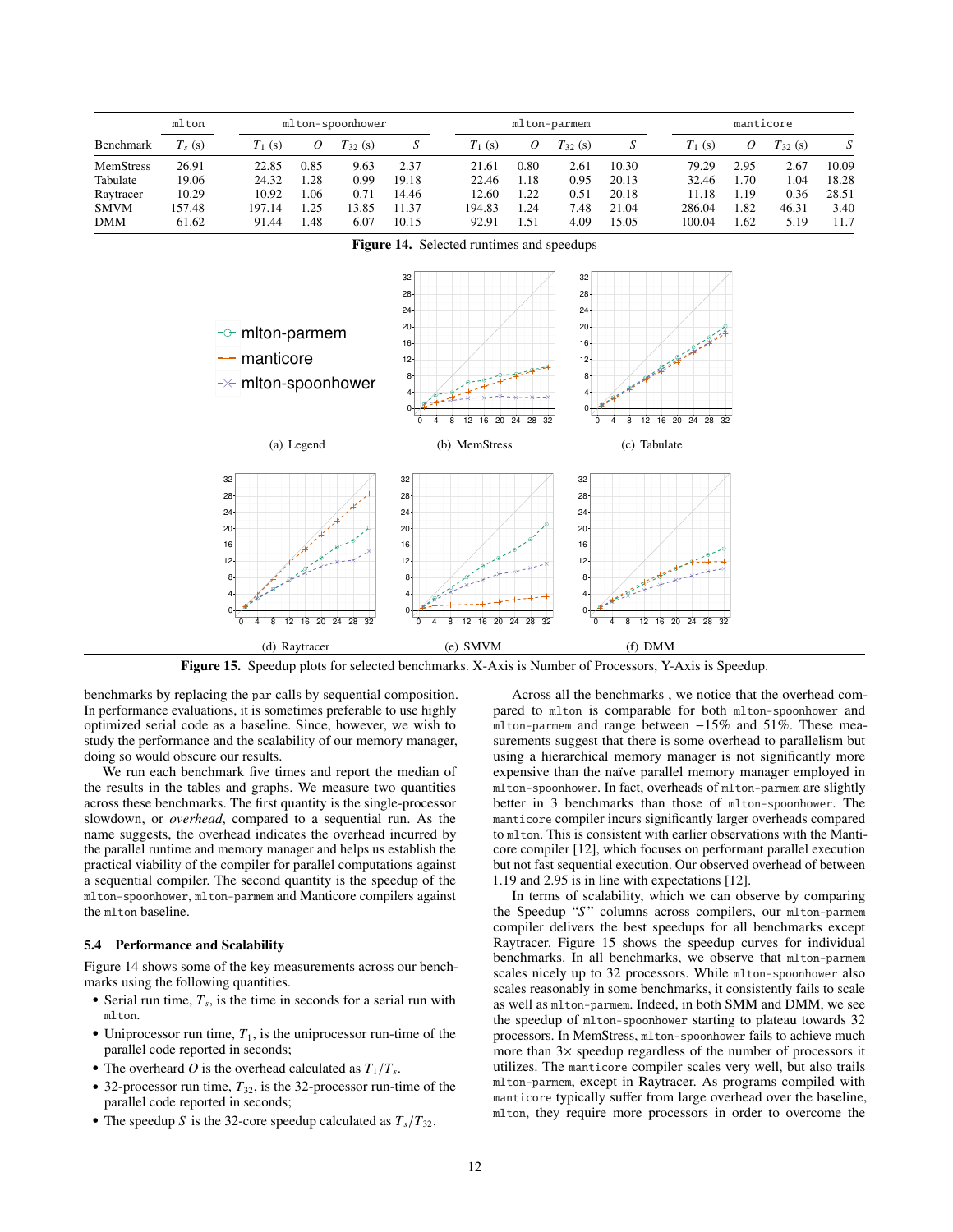| Benchmark | mlton | mlton-spoonhower | | | | mlton-parmem | | | | manticore | | | |
|---|---|---|---|---|---|---|---|---|---|---|---|---|---|
| | $T_s$ (s) | $T_1$ (s) | $O$ | $T_{32}$ (s) | $S$ | $T_1$ (s) | $O$ | $T_{32}$ (s) | $S$ | $T_1$ (s) | $O$ | $T_{32}$ (s) | $S$ |
| MemStress | 26.91 | 22.85 | 0.85 | 9.63 | 2.37 | 21.61 | 0.80 | 2.61 | 10.30 | 79.29 | 2.95 | 2.67 | 10.09 |
| Tabulate | 19.06 | 24.32 | 1.28 | 0.99 | 19.18 | 22.46 | 1.18 | 0.95 | 20.13 | 32.46 | 1.70 | 1.04 | 18.28 |
| Raytracer | 10.29 | 10.92 | 1.06 | 0.71 | 14.46 | 12.60 | 1.22 | 0.51 | 20.18 | 11.18 | 1.19 | 0.36 | 28.51 |
| SMVM | 157.48 | 197.14 | 1.25 | 13.85 | 11.37 | 194.83 | 1.24 | 7.48 | 21.04 | 286.04 | 1.82 | 46.31 | 3.40 |
| DMM | 61.62 | 91.44 | 1.48 | 6.07 | 10.15 | 92.91 | 1.51 | 4.09 | 15.05 | 100.04 | 1.62 | 5.19 | 11.7 |

**Figure 14.** Selected runtimes and speedups

(a) Legend (b) MemStress (c) Tabulate

(d) Raytracer (e) SMVM (f) DMM

**Figure 15.** Speedup plots for selected benchmarks. X-Axis is Number of Processors, Y-Axis is Speedup.

benchmarks by replacing the `par` calls by sequential composition. In performance evaluations, it is sometimes preferable to use highly optimized serial code as a baseline. Since, however, we wish to study the performance and the scalability of our memory manager, doing so would obscure our results.

We run each benchmark five times and report the median of the results in the tables and graphs. We measure two quantities across these benchmarks. The first quantity is the single-processor slowdown, or *overhead*, compared to a sequential run. As the name suggests, the overhead indicates the overhead incurred by the parallel runtime and memory manager and helps us establish the practical viability of the compiler for parallel computations against a sequential compiler. The second quantity is the speedup of the `mlton-spoonhower`, `mlton-parmem` and Manticore compilers against the `mlton` baseline.

### 5.4 Performance and Scalability

Figure 14 shows some of the key measurements across our benchmarks using the following quantities.

- Serial run time, $T_s$, is the time in seconds for a serial run with `mlton`.
- Uniprocessor run time, $T_1$, is the uniprocessor run-time of the parallel code reported in seconds;
- The overheard $O$ is the overhead calculated as $T_1/T_s$.
- 32-processor run time, $T_{32}$, is the 32-processor run-time of the parallel code reported in seconds;
- The speedup $S$ is the 32-core speedup calculated as $T_s/T_{32}$.

Across all the benchmarks , we notice that the overhead compared to `mlton` is comparable for both `mlton-spoonhower` and `mlton-parmem` and range between $-15\%$ and $51\%$. These measurements suggest that there is some overhead to parallelism but using a hierarchical memory manager is not significantly more expensive than the naïve parallel memory manager employed in `mlton-spoonhower`. In fact, overheads of `mlton-parmem` are slightly better in 3 benchmarks than those of `mlton-spoonhower`. The `manticore` compiler incurs significantly larger overheads compared to `mlton`. This is consistent with earlier observations with the Manticore compiler [12], which focuses on performant parallel execution but not fast sequential execution. Our observed overhead of between 1.19 and 2.95 is in line with expectations [12].

In terms of scalability, which we can observe by comparing the Speedup "$S$" columns across compilers, our `mlton-parmem` compiler delivers the best speedups for all benchmarks except Raytracer. Figure 15 shows the speedup curves for individual benchmarks. In all benchmarks, we observe that `mlton-parmem` scales nicely up to 32 processors. While `mlton-spoonhower` also scales reasonably in some benchmarks, it consistently fails to scale as well as `mlton-parmem`. Indeed, in both SMM and DMM, we see the speedup of `mlton-spoonhower` starting to plateau towards 32 processors. In MemStress, `mlton-spoonhower` fails to achieve much more than 3× speedup regardless of the number of processors it utilizes. The `manticore` compiler scales very well, but also trails `mlton-parmem`, except in Raytracer. As programs compiled with `manticore` typically suffer from large overhead over the baseline, `mlton`, they require more processors in order to overcome the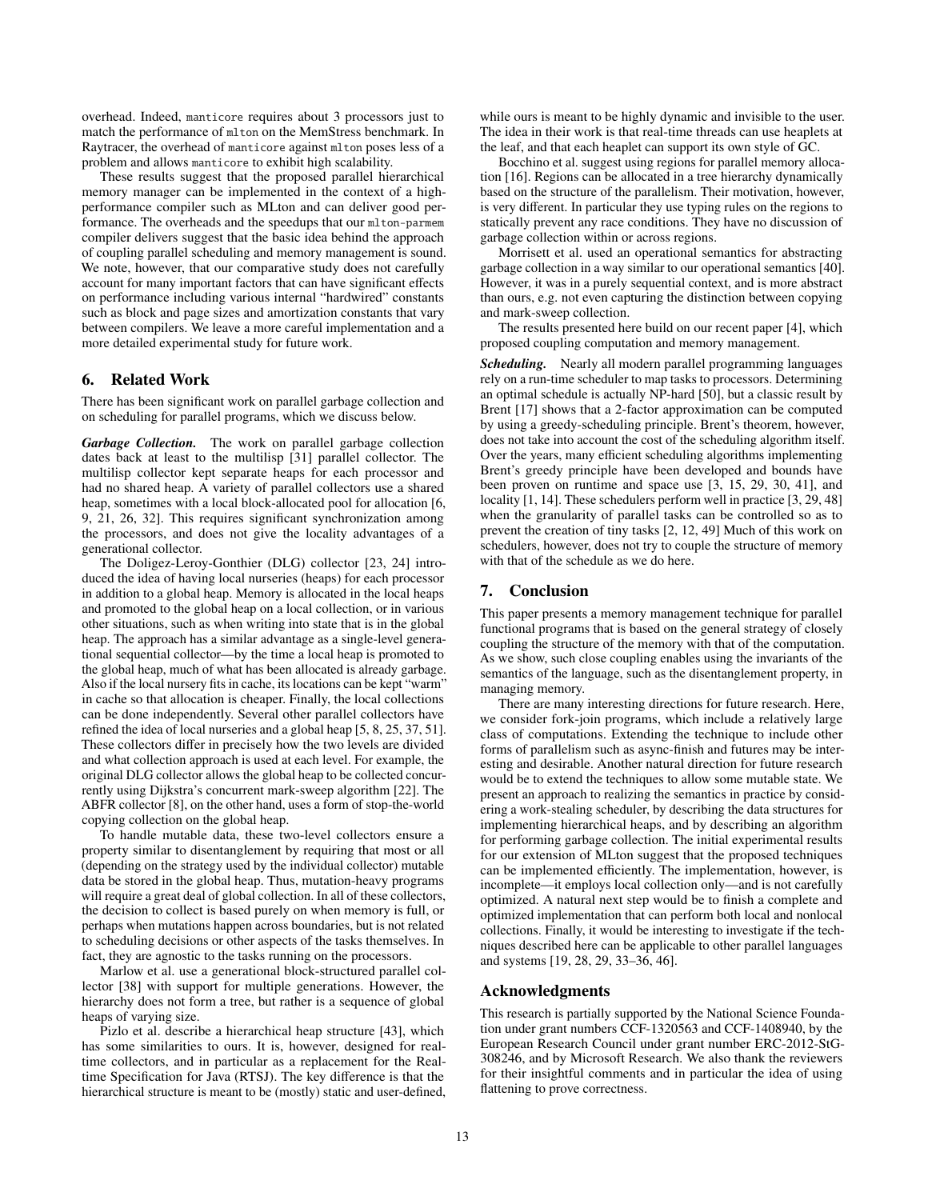overhead. Indeed, `manticore` requires about 3 processors just to match the performance of `mlton` on the MemStress benchmark. In Raytracer, the overhead of `manticore` against `mlton` poses less of a problem and allows `manticore` to exhibit high scalability.

These results suggest that the proposed parallel hierarchical memory manager can be implemented in the context of a high-performance compiler such as MLton and can deliver good performance. The overheads and the speedups that our `mlton-parmem` compiler delivers suggest that the basic idea behind the approach of coupling parallel scheduling and memory management is sound. We note, however, that our comparative study does not carefully account for many important factors that can have significant effects on performance including various internal "hardwired" constants such as block and page sizes and amortization constants that vary between compilers. We leave a more careful implementation and a more detailed experimental study for future work.

## 6. Related Work

There has been significant work on parallel garbage collection and on scheduling for parallel programs, which we discuss below.

***Garbage Collection.*** The work on parallel garbage collection dates back at least to the multilisp [31] parallel collector. The multilisp collector kept separate heaps for each processor and had no shared heap. A variety of parallel collectors use a shared heap, sometimes with a local block-allocated pool for allocation [6, 9, 21, 26, 32]. This requires significant synchronization among the processors, and does not give the locality advantages of a generational collector.

The Doligez-Leroy-Gonthier (DLG) collector [23, 24] introduced the idea of having local nurseries (heaps) for each processor in addition to a global heap. Memory is allocated in the local heaps and promoted to the global heap on a local collection, or in various other situations, such as when writing into state that is in the global heap. The approach has a similar advantage as a single-level generational sequential collector—by the time a local heap is promoted to the global heap, much of what has been allocated is already garbage. Also if the local nursery fits in cache, its locations can be kept "warm" in cache so that allocation is cheaper. Finally, the local collections can be done independently. Several other parallel collectors have refined the idea of local nurseries and a global heap [5, 8, 25, 37, 51]. These collectors differ in precisely how the two levels are divided and what collection approach is used at each level. For example, the original DLG collector allows the global heap to be collected concurrently using Dijkstra's concurrent mark-sweep algorithm [22]. The ABFR collector [8], on the other hand, uses a form of stop-the-world copying collection on the global heap.

To handle mutable data, these two-level collectors ensure a property similar to disentanglement by requiring that most or all (depending on the strategy used by the individual collector) mutable data be stored in the global heap. Thus, mutation-heavy programs will require a great deal of global collection. In all of these collectors, the decision to collect is based purely on when memory is full, or perhaps when mutations happen across boundaries, but is not related to scheduling decisions or other aspects of the tasks themselves. In fact, they are agnostic to the tasks running on the processors.

Marlow et al. use a generational block-structured parallel collector [38] with support for multiple generations. However, the hierarchy does not form a tree, but rather is a sequence of global heaps of varying size.

Pizlo et al. describe a hierarchical heap structure [43], which has some similarities to ours. It is, however, designed for real-time collectors, and in particular as a replacement for the Real-time Specification for Java (RTSJ). The key difference is that the hierarchical structure is meant to be (mostly) static and user-defined, while ours is meant to be highly dynamic and invisible to the user. The idea in their work is that real-time threads can use heaplets at the leaf, and that each heaplet can support its own style of GC.

Bocchino et al. suggest using regions for parallel memory allocation [16]. Regions can be allocated in a tree hierarchy dynamically based on the structure of the parallelism. Their motivation, however, is very different. In particular they use typing rules on the regions to statically prevent any race conditions. They have no discussion of garbage collection within or across regions.

Morrisett et al. used an operational semantics for abstracting garbage collection in a way similar to our operational semantics [40]. However, it was in a purely sequential context, and is more abstract than ours, e.g. not even capturing the distinction between copying and mark-sweep collection.

The results presented here build on our recent paper [4], which proposed coupling computation and memory management.

***Scheduling.*** Nearly all modern parallel programming languages rely on a run-time scheduler to map tasks to processors. Determining an optimal schedule is actually NP-hard [50], but a classic result by Brent [17] shows that a 2-factor approximation can be computed by using a greedy-scheduling principle. Brent's theorem, however, does not take into account the cost of the scheduling algorithm itself. Over the years, many efficient scheduling algorithms implementing Brent's greedy principle have been developed and bounds have been proven on runtime and space use [3, 15, 29, 30, 41], and locality [1, 14]. These schedulers perform well in practice [3, 29, 48] when the granularity of parallel tasks can be controlled so as to prevent the creation of tiny tasks [2, 12, 49] Much of this work on schedulers, however, does not try to couple the structure of memory with that of the schedule as we do here.

## 7. Conclusion

This paper presents a memory management technique for parallel functional programs that is based on the general strategy of closely coupling the structure of the memory with that of the computation. As we show, such close coupling enables using the invariants of the semantics of the language, such as the disentanglement property, in managing memory.

There are many interesting directions for future research. Here, we consider fork-join programs, which include a relatively large class of computations. Extending the technique to include other forms of parallelism such as async-finish and futures may be interesting and desirable. Another natural direction for future research would be to extend the techniques to allow some mutable state. We present an approach to realizing the semantics in practice by considering a work-stealing scheduler, by describing the data structures for implementing hierarchical heaps, and by describing an algorithm for performing garbage collection. The initial experimental results for our extension of MLton suggest that the proposed techniques can be implemented efficiently. The implementation, however, is incomplete—it employs local collection only—and is not carefully optimized. A natural next step would be to finish a complete and optimized implementation that can perform both local and nonlocal collections. Finally, it would be interesting to investigate if the techniques described here can be applicable to other parallel languages and systems [19, 28, 29, 33–36, 46].

## Acknowledgments

This research is partially supported by the National Science Foundation under grant numbers CCF-1320563 and CCF-1408940, by the European Research Council under grant number ERC-2012-StG-308246, and by Microsoft Research. We also thank the reviewers for their insightful comments and in particular the idea of using flattening to prove correctness.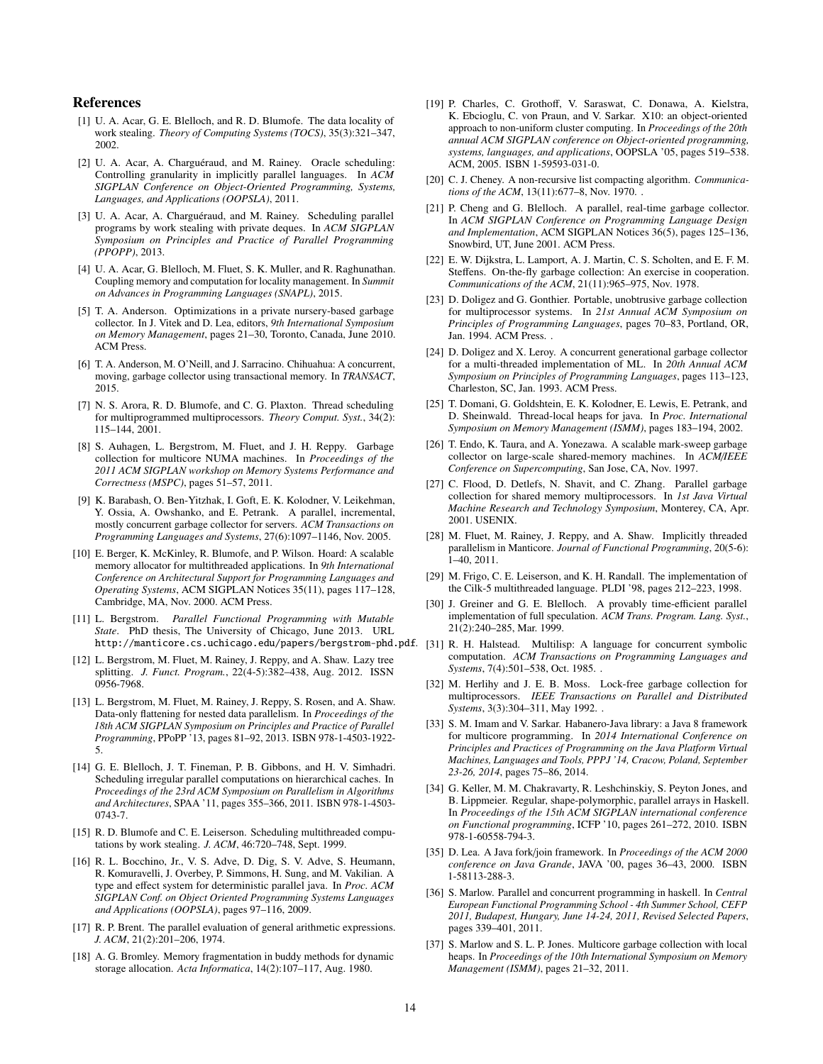# References

[1] U. A. Acar, G. E. Blelloch, and R. D. Blumofe. The data locality of work stealing. *Theory of Computing Systems (TOCS)*, 35(3):321–347, 2002.

[2] U. A. Acar, A. Charguéraud, and M. Rainey. Oracle scheduling: Controlling granularity in implicitly parallel languages. In *ACM SIGPLAN Conference on Object-Oriented Programming, Systems, Languages, and Applications (OOPSLA)*, 2011.

[3] U. A. Acar, A. Charguéraud, and M. Rainey. Scheduling parallel programs by work stealing with private deques. In *ACM SIGPLAN Symposium on Principles and Practice of Parallel Programming (PPOPP)*, 2013.

[4] U. A. Acar, G. Blelloch, M. Fluet, S. K. Muller, and R. Raghunathan. Coupling memory and computation for locality management. In *Summit on Advances in Programming Languages (SNAPL)*, 2015.

[5] T. A. Anderson. Optimizations in a private nursery-based garbage collector. In J. Vitek and D. Lea, editors, *9th International Symposium on Memory Management*, pages 21–30, Toronto, Canada, June 2010. ACM Press.

[6] T. A. Anderson, M. O'Neill, and J. Sarracino. Chihuahua: A concurrent, moving, garbage collector using transactional memory. In *TRANSACT*, 2015.

[7] N. S. Arora, R. D. Blumofe, and C. G. Plaxton. Thread scheduling for multiprogrammed multiprocessors. *Theory Comput. Syst.*, 34(2): 115–144, 2001.

[8] S. Auhagen, L. Bergstrom, M. Fluet, and J. H. Reppy. Garbage collection for multicore NUMA machines. In *Proceedings of the 2011 ACM SIGPLAN workshop on Memory Systems Performance and Correctness (MSPC)*, pages 51–57, 2011.

[9] K. Barabash, O. Ben-Yitzhak, I. Goft, E. K. Kolodner, V. Leikehman, Y. Ossia, A. Owshanko, and E. Petrank. A parallel, incremental, mostly concurrent garbage collector for servers. *ACM Transactions on Programming Languages and Systems*, 27(6):1097–1146, Nov. 2005.

[10] E. Berger, K. McKinley, R. Blumofe, and P. Wilson. Hoard: A scalable memory allocator for multithreaded applications. In *9th International Conference on Architectural Support for Programming Languages and Operating Systems*, ACM SIGPLAN Notices 35(11), pages 117–128, Cambridge, MA, Nov. 2000. ACM Press.

[11] L. Bergstrom. *Parallel Functional Programming with Mutable State*. PhD thesis, The University of Chicago, June 2013. URL http://manticore.cs.uchicago.edu/papers/bergstrom-phd.pdf.

[12] L. Bergstrom, M. Fluet, M. Rainey, J. Reppy, and A. Shaw. Lazy tree splitting. *J. Funct. Program.*, 22(4-5):382–438, Aug. 2012. ISSN 0956-7968.

[13] L. Bergstrom, M. Fluet, M. Rainey, J. Reppy, S. Rosen, and A. Shaw. Data-only flattening for nested data parallelism. In *Proceedings of the 18th ACM SIGPLAN Symposium on Principles and Practice of Parallel Programming*, PPoPP '13, pages 81–92, 2013. ISBN 978-1-4503-1922-5.

[14] G. E. Blelloch, J. T. Fineman, P. B. Gibbons, and H. V. Simhadri. Scheduling irregular parallel computations on hierarchical caches. In *Proceedings of the 23rd ACM Symposium on Parallelism in Algorithms and Architectures*, SPAA '11, pages 355–366, 2011. ISBN 978-1-4503-0743-7.

[15] R. D. Blumofe and C. E. Leiserson. Scheduling multithreaded computations by work stealing. *J. ACM*, 46:720–748, Sept. 1999.

[16] R. L. Bocchino, Jr., V. S. Adve, D. Dig, S. V. Adve, S. Heumann, R. Komuravelli, J. Overbey, P. Simmons, H. Sung, and M. Vakilian. A type and effect system for deterministic parallel java. In *Proc. ACM SIGPLAN Conf. on Object Oriented Programming Systems Languages and Applications (OOPSLA)*, pages 97–116, 2009.

[17] R. P. Brent. The parallel evaluation of general arithmetic expressions. *J. ACM*, 21(2):201–206, 1974.

[18] A. G. Bromley. Memory fragmentation in buddy methods for dynamic storage allocation. *Acta Informatica*, 14(2):107–117, Aug. 1980.

[19] P. Charles, C. Grothoff, V. Saraswat, C. Donawa, A. Kielstra, K. Ebcioglu, C. von Praun, and V. Sarkar. X10: an object-oriented approach to non-uniform cluster computing. In *Proceedings of the 20th annual ACM SIGPLAN conference on Object-oriented programming, systems, languages, and applications*, OOPSLA '05, pages 519–538. ACM, 2005. ISBN 1-59593-031-0.

[20] C. J. Cheney. A non-recursive list compacting algorithm. *Communications of the ACM*, 13(11):677–8, Nov. 1970. .

[21] P. Cheng and G. Blelloch. A parallel, real-time garbage collector. In *ACM SIGPLAN Conference on Programming Language Design and Implementation*, ACM SIGPLAN Notices 36(5), pages 125–136, Snowbird, UT, June 2001. ACM Press.

[22] E. W. Dijkstra, L. Lamport, A. J. Martin, C. S. Scholten, and E. F. M. Steffens. On-the-fly garbage collection: An exercise in cooperation. *Communications of the ACM*, 21(11):965–975, Nov. 1978.

[23] D. Doligez and G. Gonthier. Portable, unobtrusive garbage collection for multiprocessor systems. In *21st Annual ACM Symposium on Principles of Programming Languages*, pages 70–83, Portland, OR, Jan. 1994. ACM Press. .

[24] D. Doligez and X. Leroy. A concurrent generational garbage collector for a multi-threaded implementation of ML. In *20th Annual ACM Symposium on Principles of Programming Languages*, pages 113–123, Charleston, SC, Jan. 1993. ACM Press.

[25] T. Domani, G. Goldshtein, E. K. Kolodner, E. Lewis, E. Petrank, and D. Sheinwald. Thread-local heaps for java. In *Proc. International Symposium on Memory Management (ISMM)*, pages 183–194, 2002.

[26] T. Endo, K. Taura, and A. Yonezawa. A scalable mark-sweep garbage collector on large-scale shared-memory machines. In *ACM/IEEE Conference on Supercomputing*, San Jose, CA, Nov. 1997.

[27] C. Flood, D. Detlefs, N. Shavit, and C. Zhang. Parallel garbage collection for shared memory multiprocessors. In *1st Java Virtual Machine Research and Technology Symposium*, Monterey, CA, Apr. 2001. USENIX.

[28] M. Fluet, M. Rainey, J. Reppy, and A. Shaw. Implicitly threaded parallelism in Manticore. *Journal of Functional Programming*, 20(5-6): 1–40, 2011.

[29] M. Frigo, C. E. Leiserson, and K. H. Randall. The implementation of the Cilk-5 multithreaded language. PLDI '98, pages 212–223, 1998.

[30] J. Greiner and G. E. Blelloch. A provably time-efficient parallel implementation of full speculation. *ACM Trans. Program. Lang. Syst.*, 21(2):240–285, Mar. 1999.

[31] R. H. Halstead. Multilisp: A language for concurrent symbolic computation. *ACM Transactions on Programming Languages and Systems*, 7(4):501–538, Oct. 1985. .

[32] M. Herlihy and J. E. B. Moss. Lock-free garbage collection for multiprocessors. *IEEE Transactions on Parallel and Distributed Systems*, 3(3):304–311, May 1992. .

[33] S. M. Imam and V. Sarkar. Habanero-Java library: a Java 8 framework for multicore programming. In *2014 International Conference on Principles and Practices of Programming on the Java Platform Virtual Machines, Languages and Tools, PPPJ '14, Cracow, Poland, September 23-26, 2014*, pages 75–86, 2014.

[34] G. Keller, M. M. Chakravarty, R. Leshchinskiy, S. Peyton Jones, and B. Lippmeier. Regular, shape-polymorphic, parallel arrays in Haskell. In *Proceedings of the 15th ACM SIGPLAN international conference on Functional programming*, ICFP '10, pages 261–272, 2010. ISBN 978-1-60558-794-3.

[35] D. Lea. A Java fork/join framework. In *Proceedings of the ACM 2000 conference on Java Grande*, JAVA '00, pages 36–43, 2000. ISBN 1-58113-288-3.

[36] S. Marlow. Parallel and concurrent programming in haskell. In *Central European Functional Programming School - 4th Summer School, CEFP 2011, Budapest, Hungary, June 14-24, 2011, Revised Selected Papers*, pages 339–401, 2011.

[37] S. Marlow and S. L. P. Jones. Multicore garbage collection with local heaps. In *Proceedings of the 10th International Symposium on Memory Management (ISMM)*, pages 21–32, 2011.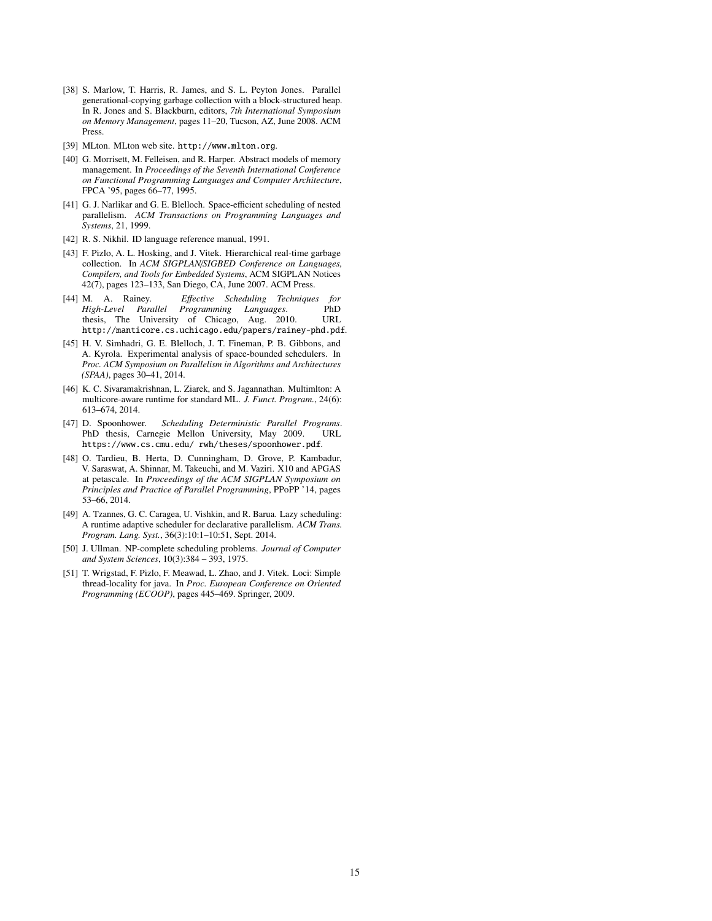- [38] S. Marlow, T. Harris, R. James, and S. L. Peyton Jones. Parallel generational-copying garbage collection with a block-structured heap. In R. Jones and S. Blackburn, editors, *7th International Symposium on Memory Management*, pages 11–20, Tucson, AZ, June 2008. ACM Press.
- [39] MLton. MLton web site. http://www.mlton.org.
- [40] G. Morrisett, M. Felleisen, and R. Harper. Abstract models of memory management. In *Proceedings of the Seventh International Conference on Functional Programming Languages and Computer Architecture*, FPCA '95, pages 66–77, 1995.
- [41] G. J. Narlikar and G. E. Blelloch. Space-efficient scheduling of nested parallelism. *ACM Transactions on Programming Languages and Systems*, 21, 1999.
- [42] R. S. Nikhil. ID language reference manual, 1991.
- [43] F. Pizlo, A. L. Hosking, and J. Vitek. Hierarchical real-time garbage collection. In *ACM SIGPLAN/SIGBED Conference on Languages, Compilers, and Tools for Embedded Systems*, ACM SIGPLAN Notices 42(7), pages 123–133, San Diego, CA, June 2007. ACM Press.
- [44] M. A. Rainey. *Effective Scheduling Techniques for High-Level Parallel Programming Languages*. PhD thesis, The University of Chicago, Aug. 2010. URL http://manticore.cs.uchicago.edu/papers/rainey-phd.pdf.
- [45] H. V. Simhadri, G. E. Blelloch, J. T. Fineman, P. B. Gibbons, and A. Kyrola. Experimental analysis of space-bounded schedulers. In *Proc. ACM Symposium on Parallelism in Algorithms and Architectures (SPAA)*, pages 30–41, 2014.
- [46] K. C. Sivaramakrishnan, L. Ziarek, and S. Jagannathan. Multimlton: A multicore-aware runtime for standard ML. *J. Funct. Program.*, 24(6): 613–674, 2014.
- [47] D. Spoonhower. *Scheduling Deterministic Parallel Programs*. PhD thesis, Carnegie Mellon University, May 2009. URL https://www.cs.cmu.edu/ rwh/theses/spoonhower.pdf.
- [48] O. Tardieu, B. Herta, D. Cunningham, D. Grove, P. Kambadur, V. Saraswat, A. Shinnar, M. Takeuchi, and M. Vaziri. X10 and APGAS at petascale. In *Proceedings of the ACM SIGPLAN Symposium on Principles and Practice of Parallel Programming*, PPoPP '14, pages 53–66, 2014.
- [49] A. Tzannes, G. C. Caragea, U. Vishkin, and R. Barua. Lazy scheduling: A runtime adaptive scheduler for declarative parallelism. *ACM Trans. Program. Lang. Syst.*, 36(3):10:1–10:51, Sept. 2014.
- [50] J. Ullman. NP-complete scheduling problems. *Journal of Computer and System Sciences*, 10(3):384 – 393, 1975.
- [51] T. Wrigstad, F. Pizlo, F. Meawad, L. Zhao, and J. Vitek. Loci: Simple thread-locality for java. In *Proc. European Conference on Oriented Programming (ECOOP)*, pages 445–469. Springer, 2009.